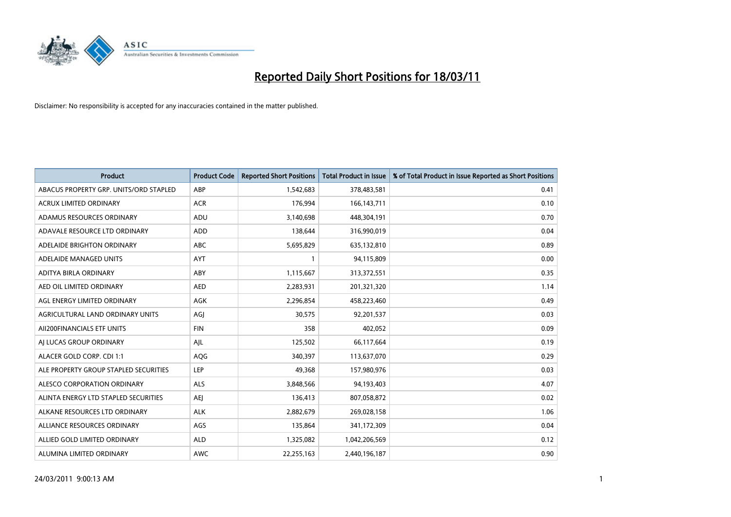# Reported Daily Short Positions for 18/03/11

Disclaimer: No responsibility is accepted for any inaccuracies contained in the matter published.

| Product | Product Code | Reported Short Positions | Total Product in Issue | % of Total Product in Issue Reported as Short Positions |
|---|---|---|---|---|
| ABACUS PROPERTY GRP. UNITS/ORD STAPLED | ABP | 1,542,683 | 378,483,581 | 0.41 |
| ACRUX LIMITED ORDINARY | ACR | 176,994 | 166,143,711 | 0.10 |
| ADAMUS RESOURCES ORDINARY | ADU | 3,140,698 | 448,304,191 | 0.70 |
| ADAVALE RESOURCE LTD ORDINARY | ADD | 138,644 | 316,990,019 | 0.04 |
| ADELAIDE BRIGHTON ORDINARY | ABC | 5,695,829 | 635,132,810 | 0.89 |
| ADELAIDE MANAGED UNITS | AYT | 1 | 94,115,809 | 0.00 |
| ADITYA BIRLA ORDINARY | ABY | 1,115,667 | 313,372,551 | 0.35 |
| AED OIL LIMITED ORDINARY | AED | 2,283,931 | 201,321,320 | 1.14 |
| AGL ENERGY LIMITED ORDINARY | AGK | 2,296,854 | 458,223,460 | 0.49 |
| AGRICULTURAL LAND ORDINARY UNITS | AGJ | 30,575 | 92,201,537 | 0.03 |
| AII200FINANCIALS ETF UNITS | FIN | 358 | 402,052 | 0.09 |
| AJ LUCAS GROUP ORDINARY | AJL | 125,502 | 66,117,664 | 0.19 |
| ALACER GOLD CORP. CDI 1:1 | AQG | 340,397 | 113,637,070 | 0.29 |
| ALE PROPERTY GROUP STAPLED SECURITIES | LEP | 49,368 | 157,980,976 | 0.03 |
| ALESCO CORPORATION ORDINARY | ALS | 3,848,566 | 94,193,403 | 4.07 |
| ALINTA ENERGY LTD STAPLED SECURITIES | AEJ | 136,413 | 807,058,872 | 0.02 |
| ALKANE RESOURCES LTD ORDINARY | ALK | 2,882,679 | 269,028,158 | 1.06 |
| ALLIANCE RESOURCES ORDINARY | AGS | 135,864 | 341,172,309 | 0.04 |
| ALLIED GOLD LIMITED ORDINARY | ALD | 1,325,082 | 1,042,206,569 | 0.12 |
| ALUMINA LIMITED ORDINARY | AWC | 22,255,163 | 2,440,196,187 | 0.90 |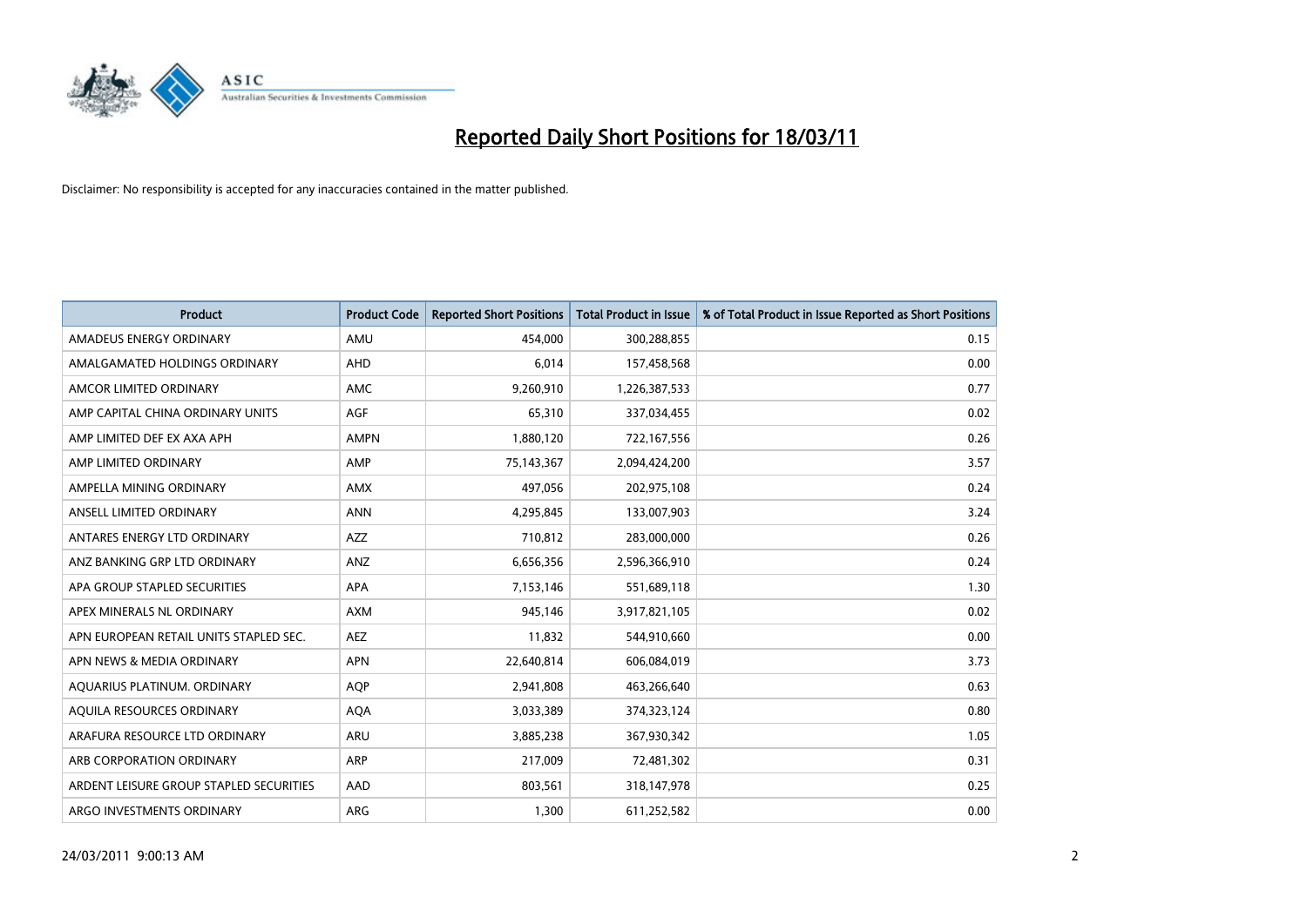# Reported Daily Short Positions for 18/03/11

Disclaimer: No responsibility is accepted for any inaccuracies contained in the matter published.

| Product | Product Code | Reported Short Positions | Total Product in Issue | % of Total Product in Issue Reported as Short Positions |
|---|---|---|---|---|
| AMADEUS ENERGY ORDINARY | AMU | 454,000 | 300,288,855 | 0.15 |
| AMALGAMATED HOLDINGS ORDINARY | AHD | 6,014 | 157,458,568 | 0.00 |
| AMCOR LIMITED ORDINARY | AMC | 9,260,910 | 1,226,387,533 | 0.77 |
| AMP CAPITAL CHINA ORDINARY UNITS | AGF | 65,310 | 337,034,455 | 0.02 |
| AMP LIMITED DEF EX AXA APH | AMPN | 1,880,120 | 722,167,556 | 0.26 |
| AMP LIMITED ORDINARY | AMP | 75,143,367 | 2,094,424,200 | 3.57 |
| AMPELLA MINING ORDINARY | AMX | 497,056 | 202,975,108 | 0.24 |
| ANSELL LIMITED ORDINARY | ANN | 4,295,845 | 133,007,903 | 3.24 |
| ANTARES ENERGY LTD ORDINARY | AZZ | 710,812 | 283,000,000 | 0.26 |
| ANZ BANKING GRP LTD ORDINARY | ANZ | 6,656,356 | 2,596,366,910 | 0.24 |
| APA GROUP STAPLED SECURITIES | APA | 7,153,146 | 551,689,118 | 1.30 |
| APEX MINERALS NL ORDINARY | AXM | 945,146 | 3,917,821,105 | 0.02 |
| APN EUROPEAN RETAIL UNITS STAPLED SEC. | AEZ | 11,832 | 544,910,660 | 0.00 |
| APN NEWS & MEDIA ORDINARY | APN | 22,640,814 | 606,084,019 | 3.73 |
| AQUARIUS PLATINUM. ORDINARY | AQP | 2,941,808 | 463,266,640 | 0.63 |
| AQUILA RESOURCES ORDINARY | AQA | 3,033,389 | 374,323,124 | 0.80 |
| ARAFURA RESOURCE LTD ORDINARY | ARU | 3,885,238 | 367,930,342 | 1.05 |
| ARB CORPORATION ORDINARY | ARP | 217,009 | 72,481,302 | 0.31 |
| ARDENT LEISURE GROUP STAPLED SECURITIES | AAD | 803,561 | 318,147,978 | 0.25 |
| ARGO INVESTMENTS ORDINARY | ARG | 1,300 | 611,252,582 | 0.00 |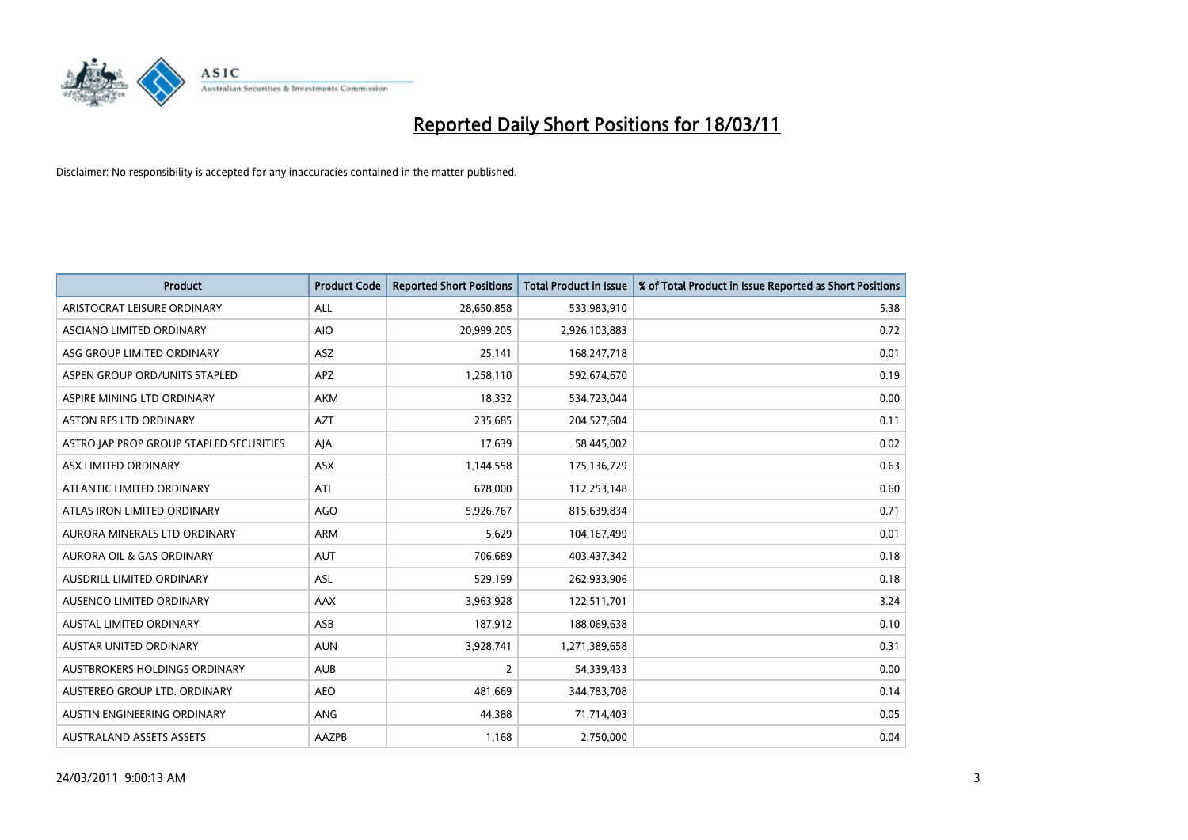# Reported Daily Short Positions for 18/03/11

Disclaimer: No responsibility is accepted for any inaccuracies contained in the matter published.

| Product | Product Code | Reported Short Positions | Total Product in Issue | % of Total Product in Issue Reported as Short Positions |
|---|---|---|---|---|
| ARISTOCRAT LEISURE ORDINARY | ALL | 28,650,858 | 533,983,910 | 5.38 |
| ASCIANO LIMITED ORDINARY | AIO | 20,999,205 | 2,926,103,883 | 0.72 |
| ASG GROUP LIMITED ORDINARY | ASZ | 25,141 | 168,247,718 | 0.01 |
| ASPEN GROUP ORD/UNITS STAPLED | APZ | 1,258,110 | 592,674,670 | 0.19 |
| ASPIRE MINING LTD ORDINARY | AKM | 18,332 | 534,723,044 | 0.00 |
| ASTON RES LTD ORDINARY | AZT | 235,685 | 204,527,604 | 0.11 |
| ASTRO JAP PROP GROUP STAPLED SECURITIES | AJA | 17,639 | 58,445,002 | 0.02 |
| ASX LIMITED ORDINARY | ASX | 1,144,558 | 175,136,729 | 0.63 |
| ATLANTIC LIMITED ORDINARY | ATI | 678,000 | 112,253,148 | 0.60 |
| ATLAS IRON LIMITED ORDINARY | AGO | 5,926,767 | 815,639,834 | 0.71 |
| AURORA MINERALS LTD ORDINARY | ARM | 5,629 | 104,167,499 | 0.01 |
| AURORA OIL & GAS ORDINARY | AUT | 706,689 | 403,437,342 | 0.18 |
| AUSDRILL LIMITED ORDINARY | ASL | 529,199 | 262,933,906 | 0.18 |
| AUSENCO LIMITED ORDINARY | AAX | 3,963,928 | 122,511,701 | 3.24 |
| AUSTAL LIMITED ORDINARY | ASB | 187,912 | 188,069,638 | 0.10 |
| AUSTAR UNITED ORDINARY | AUN | 3,928,741 | 1,271,389,658 | 0.31 |
| AUSTBROKERS HOLDINGS ORDINARY | AUB | 2 | 54,339,433 | 0.00 |
| AUSTEREO GROUP LTD. ORDINARY | AEO | 481,669 | 344,783,708 | 0.14 |
| AUSTIN ENGINEERING ORDINARY | ANG | 44,388 | 71,714,403 | 0.05 |
| AUSTRALAND ASSETS ASSETS | AAZPB | 1,168 | 2,750,000 | 0.04 |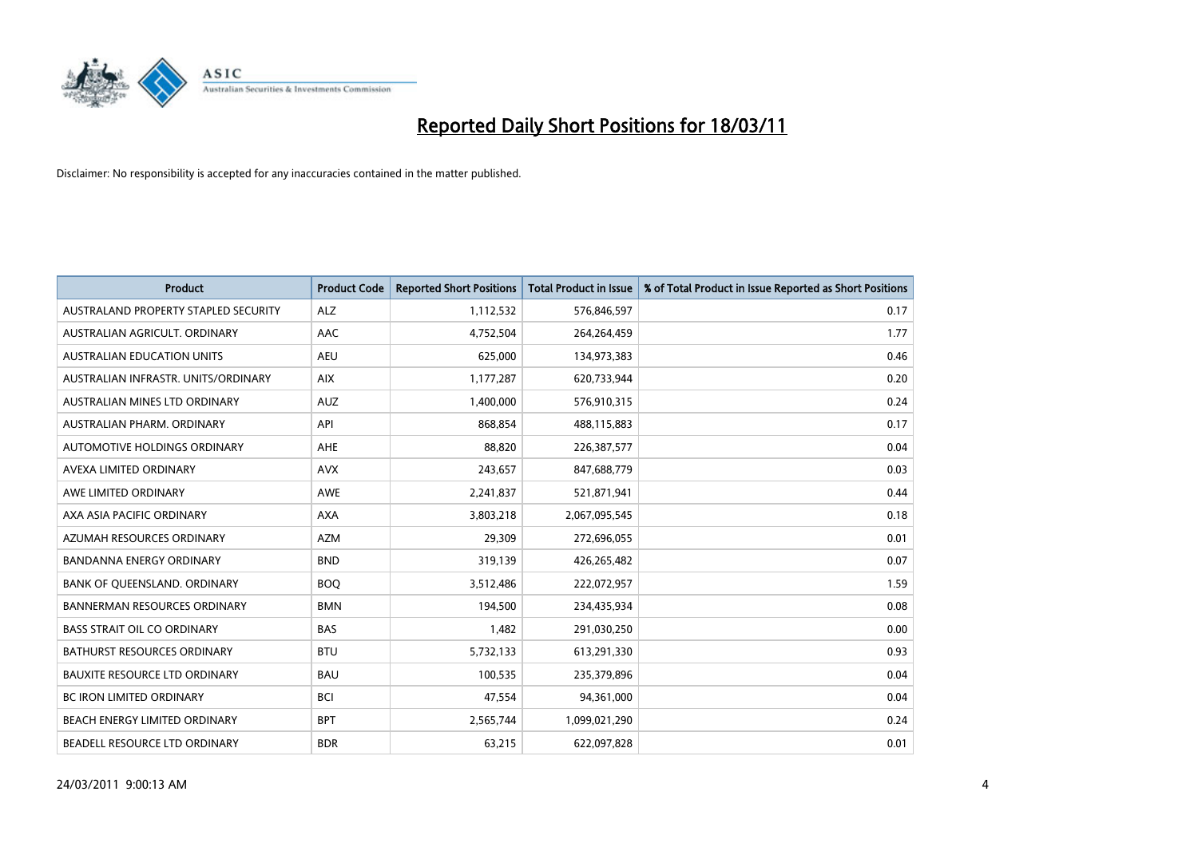# Reported Daily Short Positions for 18/03/11

Disclaimer: No responsibility is accepted for any inaccuracies contained in the matter published.

| Product | Product Code | Reported Short Positions | Total Product in Issue | % of Total Product in Issue Reported as Short Positions |
|---|---|---|---|---|
| AUSTRALAND PROPERTY STAPLED SECURITY | ALZ | 1,112,532 | 576,846,597 | 0.17 |
| AUSTRALIAN AGRICULT. ORDINARY | AAC | 4,752,504 | 264,264,459 | 1.77 |
| AUSTRALIAN EDUCATION UNITS | AEU | 625,000 | 134,973,383 | 0.46 |
| AUSTRALIAN INFRASTR. UNITS/ORDINARY | AIX | 1,177,287 | 620,733,944 | 0.20 |
| AUSTRALIAN MINES LTD ORDINARY | AUZ | 1,400,000 | 576,910,315 | 0.24 |
| AUSTRALIAN PHARM. ORDINARY | API | 868,854 | 488,115,883 | 0.17 |
| AUTOMOTIVE HOLDINGS ORDINARY | AHE | 88,820 | 226,387,577 | 0.04 |
| AVEXA LIMITED ORDINARY | AVX | 243,657 | 847,688,779 | 0.03 |
| AWE LIMITED ORDINARY | AWE | 2,241,837 | 521,871,941 | 0.44 |
| AXA ASIA PACIFIC ORDINARY | AXA | 3,803,218 | 2,067,095,545 | 0.18 |
| AZUMAH RESOURCES ORDINARY | AZM | 29,309 | 272,696,055 | 0.01 |
| BANDANNA ENERGY ORDINARY | BND | 319,139 | 426,265,482 | 0.07 |
| BANK OF QUEENSLAND. ORDINARY | BOQ | 3,512,486 | 222,072,957 | 1.59 |
| BANNERMAN RESOURCES ORDINARY | BMN | 194,500 | 234,435,934 | 0.08 |
| BASS STRAIT OIL CO ORDINARY | BAS | 1,482 | 291,030,250 | 0.00 |
| BATHURST RESOURCES ORDINARY | BTU | 5,732,133 | 613,291,330 | 0.93 |
| BAUXITE RESOURCE LTD ORDINARY | BAU | 100,535 | 235,379,896 | 0.04 |
| BC IRON LIMITED ORDINARY | BCI | 47,554 | 94,361,000 | 0.04 |
| BEACH ENERGY LIMITED ORDINARY | BPT | 2,565,744 | 1,099,021,290 | 0.24 |
| BEADELL RESOURCE LTD ORDINARY | BDR | 63,215 | 622,097,828 | 0.01 |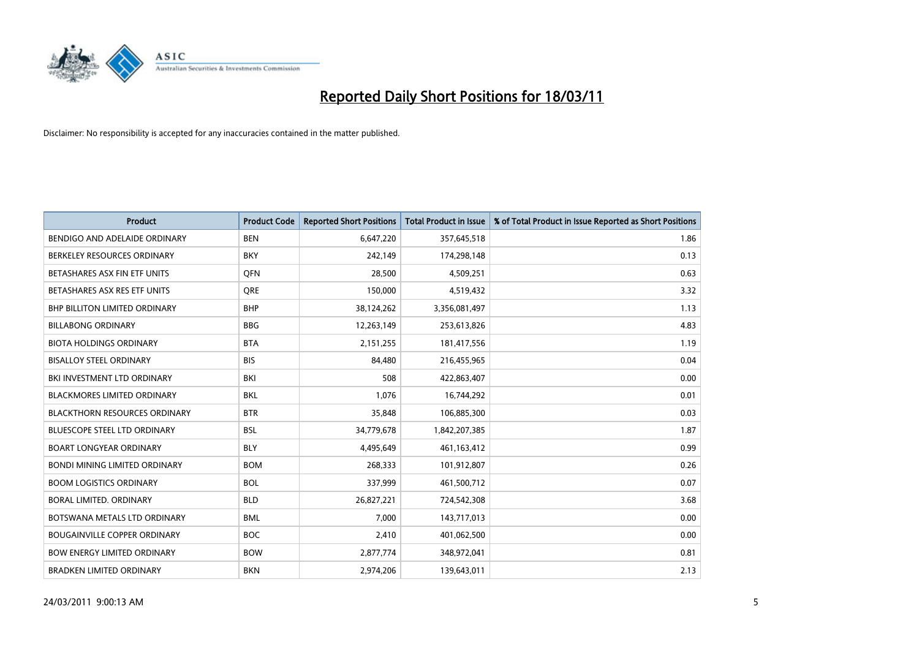# Reported Daily Short Positions for 18/03/11

Disclaimer: No responsibility is accepted for any inaccuracies contained in the matter published.

| Product | Product Code | Reported Short Positions | Total Product in Issue | % of Total Product in Issue Reported as Short Positions |
|---|---|---|---|---|
| BENDIGO AND ADELAIDE ORDINARY | BEN | 6,647,220 | 357,645,518 | 1.86 |
| BERKELEY RESOURCES ORDINARY | BKY | 242,149 | 174,298,148 | 0.13 |
| BETASHARES ASX FIN ETF UNITS | QFN | 28,500 | 4,509,251 | 0.63 |
| BETASHARES ASX RES ETF UNITS | QRE | 150,000 | 4,519,432 | 3.32 |
| BHP BILLITON LIMITED ORDINARY | BHP | 38,124,262 | 3,356,081,497 | 1.13 |
| BILLABONG ORDINARY | BBG | 12,263,149 | 253,613,826 | 4.83 |
| BIOTA HOLDINGS ORDINARY | BTA | 2,151,255 | 181,417,556 | 1.19 |
| BISALLOY STEEL ORDINARY | BIS | 84,480 | 216,455,965 | 0.04 |
| BKI INVESTMENT LTD ORDINARY | BKI | 508 | 422,863,407 | 0.00 |
| BLACKMORES LIMITED ORDINARY | BKL | 1,076 | 16,744,292 | 0.01 |
| BLACKTHORN RESOURCES ORDINARY | BTR | 35,848 | 106,885,300 | 0.03 |
| BLUESCOPE STEEL LTD ORDINARY | BSL | 34,779,678 | 1,842,207,385 | 1.87 |
| BOART LONGYEAR ORDINARY | BLY | 4,495,649 | 461,163,412 | 0.99 |
| BONDI MINING LIMITED ORDINARY | BOM | 268,333 | 101,912,807 | 0.26 |
| BOOM LOGISTICS ORDINARY | BOL | 337,999 | 461,500,712 | 0.07 |
| BORAL LIMITED. ORDINARY | BLD | 26,827,221 | 724,542,308 | 3.68 |
| BOTSWANA METALS LTD ORDINARY | BML | 7,000 | 143,717,013 | 0.00 |
| BOUGAINVILLE COPPER ORDINARY | BOC | 2,410 | 401,062,500 | 0.00 |
| BOW ENERGY LIMITED ORDINARY | BOW | 2,877,774 | 348,972,041 | 0.81 |
| BRADKEN LIMITED ORDINARY | BKN | 2,974,206 | 139,643,011 | 2.13 |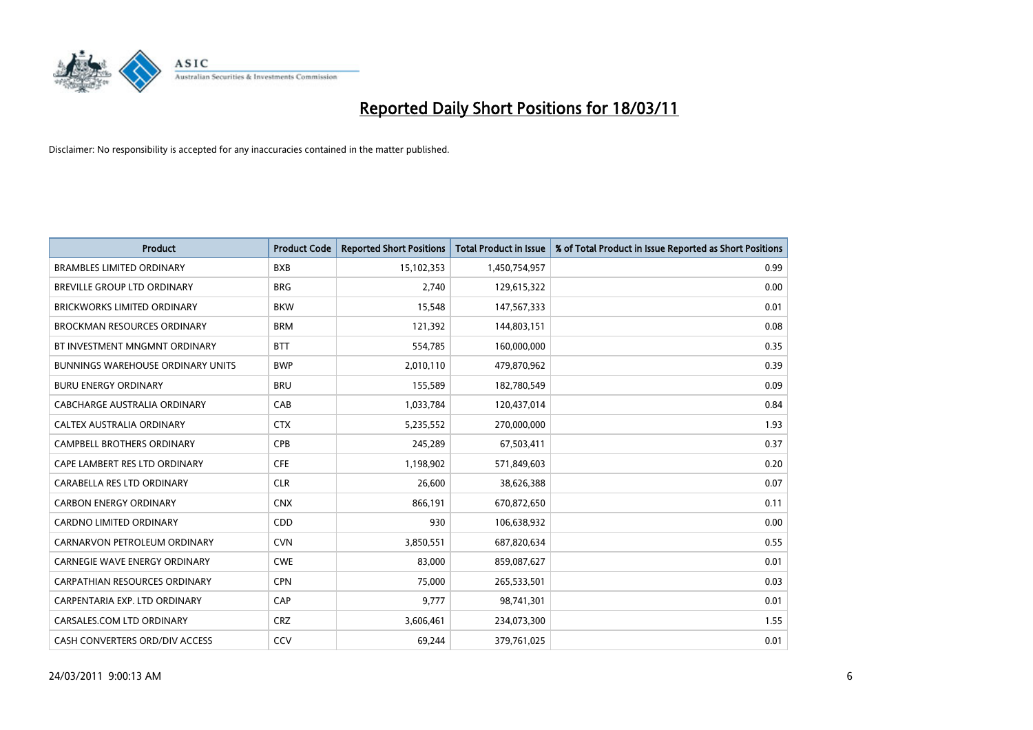# Reported Daily Short Positions for 18/03/11

Disclaimer: No responsibility is accepted for any inaccuracies contained in the matter published.

| Product | Product Code | Reported Short Positions | Total Product in Issue | % of Total Product in Issue Reported as Short Positions |
|---|---|---|---|---|
| BRAMBLES LIMITED ORDINARY | BXB | 15,102,353 | 1,450,754,957 | 0.99 |
| BREVILLE GROUP LTD ORDINARY | BRG | 2,740 | 129,615,322 | 0.00 |
| BRICKWORKS LIMITED ORDINARY | BKW | 15,548 | 147,567,333 | 0.01 |
| BROCKMAN RESOURCES ORDINARY | BRM | 121,392 | 144,803,151 | 0.08 |
| BT INVESTMENT MNGMNT ORDINARY | BTT | 554,785 | 160,000,000 | 0.35 |
| BUNNINGS WAREHOUSE ORDINARY UNITS | BWP | 2,010,110 | 479,870,962 | 0.39 |
| BURU ENERGY ORDINARY | BRU | 155,589 | 182,780,549 | 0.09 |
| CABCHARGE AUSTRALIA ORDINARY | CAB | 1,033,784 | 120,437,014 | 0.84 |
| CALTEX AUSTRALIA ORDINARY | CTX | 5,235,552 | 270,000,000 | 1.93 |
| CAMPBELL BROTHERS ORDINARY | CPB | 245,289 | 67,503,411 | 0.37 |
| CAPE LAMBERT RES LTD ORDINARY | CFE | 1,198,902 | 571,849,603 | 0.20 |
| CARABELLA RES LTD ORDINARY | CLR | 26,600 | 38,626,388 | 0.07 |
| CARBON ENERGY ORDINARY | CNX | 866,191 | 670,872,650 | 0.11 |
| CARDNO LIMITED ORDINARY | CDD | 930 | 106,638,932 | 0.00 |
| CARNARVON PETROLEUM ORDINARY | CVN | 3,850,551 | 687,820,634 | 0.55 |
| CARNEGIE WAVE ENERGY ORDINARY | CWE | 83,000 | 859,087,627 | 0.01 |
| CARPATHIAN RESOURCES ORDINARY | CPN | 75,000 | 265,533,501 | 0.03 |
| CARPENTARIA EXP. LTD ORDINARY | CAP | 9,777 | 98,741,301 | 0.01 |
| CARSALES.COM LTD ORDINARY | CRZ | 3,606,461 | 234,073,300 | 1.55 |
| CASH CONVERTERS ORD/DIV ACCESS | CCV | 69,244 | 379,761,025 | 0.01 |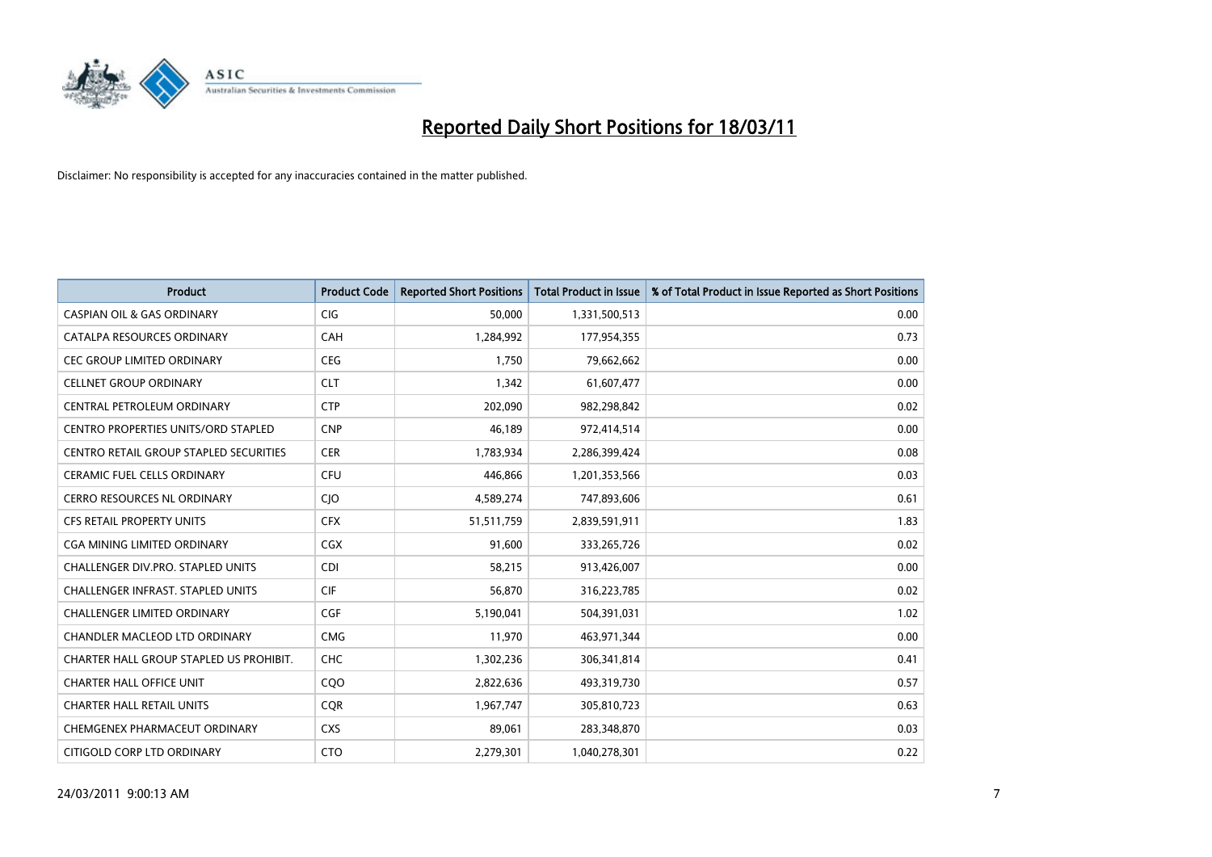# Reported Daily Short Positions for 18/03/11

Disclaimer: No responsibility is accepted for any inaccuracies contained in the matter published.

| Product | Product Code | Reported Short Positions | Total Product in Issue | % of Total Product in Issue Reported as Short Positions |
|---|---|---|---|---|
| CASPIAN OIL & GAS ORDINARY | CIG | 50,000 | 1,331,500,513 | 0.00 |
| CATALPA RESOURCES ORDINARY | CAH | 1,284,992 | 177,954,355 | 0.73 |
| CEC GROUP LIMITED ORDINARY | CEG | 1,750 | 79,662,662 | 0.00 |
| CELLNET GROUP ORDINARY | CLT | 1,342 | 61,607,477 | 0.00 |
| CENTRAL PETROLEUM ORDINARY | CTP | 202,090 | 982,298,842 | 0.02 |
| CENTRO PROPERTIES UNITS/ORD STAPLED | CNP | 46,189 | 972,414,514 | 0.00 |
| CENTRO RETAIL GROUP STAPLED SECURITIES | CER | 1,783,934 | 2,286,399,424 | 0.08 |
| CERAMIC FUEL CELLS ORDINARY | CFU | 446,866 | 1,201,353,566 | 0.03 |
| CERRO RESOURCES NL ORDINARY | CJO | 4,589,274 | 747,893,606 | 0.61 |
| CFS RETAIL PROPERTY UNITS | CFX | 51,511,759 | 2,839,591,911 | 1.83 |
| CGA MINING LIMITED ORDINARY | CGX | 91,600 | 333,265,726 | 0.02 |
| CHALLENGER DIV.PRO. STAPLED UNITS | CDI | 58,215 | 913,426,007 | 0.00 |
| CHALLENGER INFRAST. STAPLED UNITS | CIF | 56,870 | 316,223,785 | 0.02 |
| CHALLENGER LIMITED ORDINARY | CGF | 5,190,041 | 504,391,031 | 1.02 |
| CHANDLER MACLEOD LTD ORDINARY | CMG | 11,970 | 463,971,344 | 0.00 |
| CHARTER HALL GROUP STAPLED US PROHIBIT. | CHC | 1,302,236 | 306,341,814 | 0.41 |
| CHARTER HALL OFFICE UNIT | CQO | 2,822,636 | 493,319,730 | 0.57 |
| CHARTER HALL RETAIL UNITS | CQR | 1,967,747 | 305,810,723 | 0.63 |
| CHEMGENEX PHARMACEUT ORDINARY | CXS | 89,061 | 283,348,870 | 0.03 |
| CITIGOLD CORP LTD ORDINARY | CTO | 2,279,301 | 1,040,278,301 | 0.22 |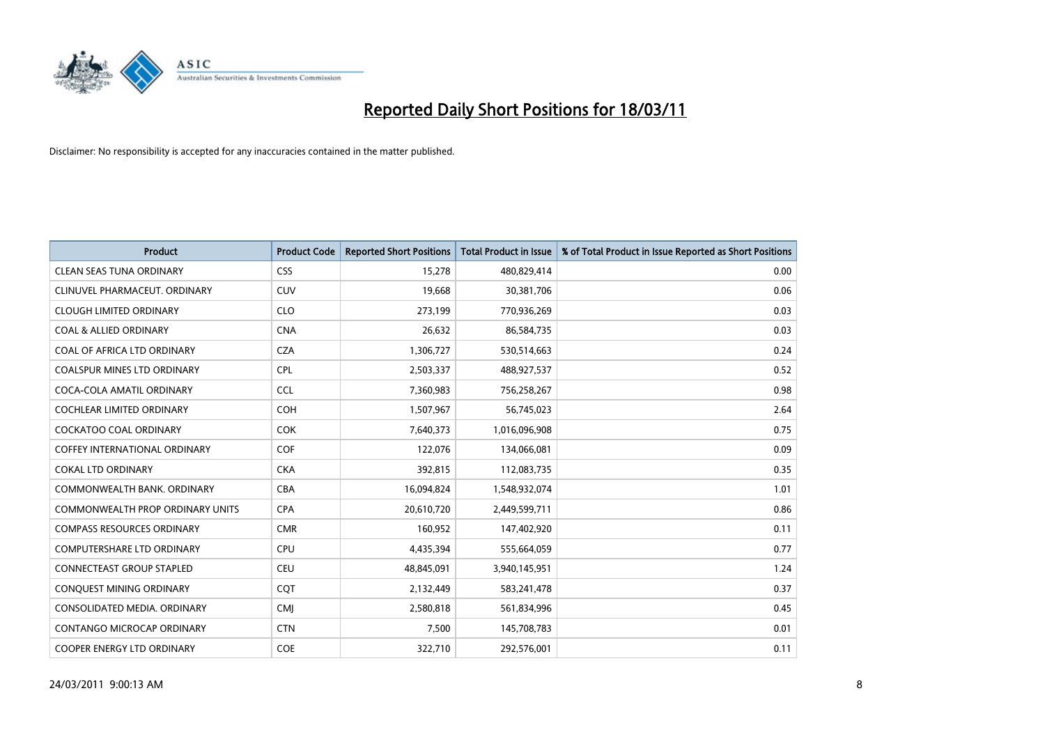# Reported Daily Short Positions for 18/03/11

Disclaimer: No responsibility is accepted for any inaccuracies contained in the matter published.

| Product | Product Code | Reported Short Positions | Total Product in Issue | % of Total Product in Issue Reported as Short Positions |
|---|---|---|---|---|
| CLEAN SEAS TUNA ORDINARY | CSS | 15,278 | 480,829,414 | 0.00 |
| CLINUVEL PHARMACEUT. ORDINARY | CUV | 19,668 | 30,381,706 | 0.06 |
| CLOUGH LIMITED ORDINARY | CLO | 273,199 | 770,936,269 | 0.03 |
| COAL & ALLIED ORDINARY | CNA | 26,632 | 86,584,735 | 0.03 |
| COAL OF AFRICA LTD ORDINARY | CZA | 1,306,727 | 530,514,663 | 0.24 |
| COALSPUR MINES LTD ORDINARY | CPL | 2,503,337 | 488,927,537 | 0.52 |
| COCA-COLA AMATIL ORDINARY | CCL | 7,360,983 | 756,258,267 | 0.98 |
| COCHLEAR LIMITED ORDINARY | COH | 1,507,967 | 56,745,023 | 2.64 |
| COCKATOO COAL ORDINARY | COK | 7,640,373 | 1,016,096,908 | 0.75 |
| COFFEY INTERNATIONAL ORDINARY | COF | 122,076 | 134,066,081 | 0.09 |
| COKAL LTD ORDINARY | CKA | 392,815 | 112,083,735 | 0.35 |
| COMMONWEALTH BANK. ORDINARY | CBA | 16,094,824 | 1,548,932,074 | 1.01 |
| COMMONWEALTH PROP ORDINARY UNITS | CPA | 20,610,720 | 2,449,599,711 | 0.86 |
| COMPASS RESOURCES ORDINARY | CMR | 160,952 | 147,402,920 | 0.11 |
| COMPUTERSHARE LTD ORDINARY | CPU | 4,435,394 | 555,664,059 | 0.77 |
| CONNECTEAST GROUP STAPLED | CEU | 48,845,091 | 3,940,145,951 | 1.24 |
| CONQUEST MINING ORDINARY | CQT | 2,132,449 | 583,241,478 | 0.37 |
| CONSOLIDATED MEDIA. ORDINARY | CMJ | 2,580,818 | 561,834,996 | 0.45 |
| CONTANGO MICROCAP ORDINARY | CTN | 7,500 | 145,708,783 | 0.01 |
| COOPER ENERGY LTD ORDINARY | COE | 322,710 | 292,576,001 | 0.11 |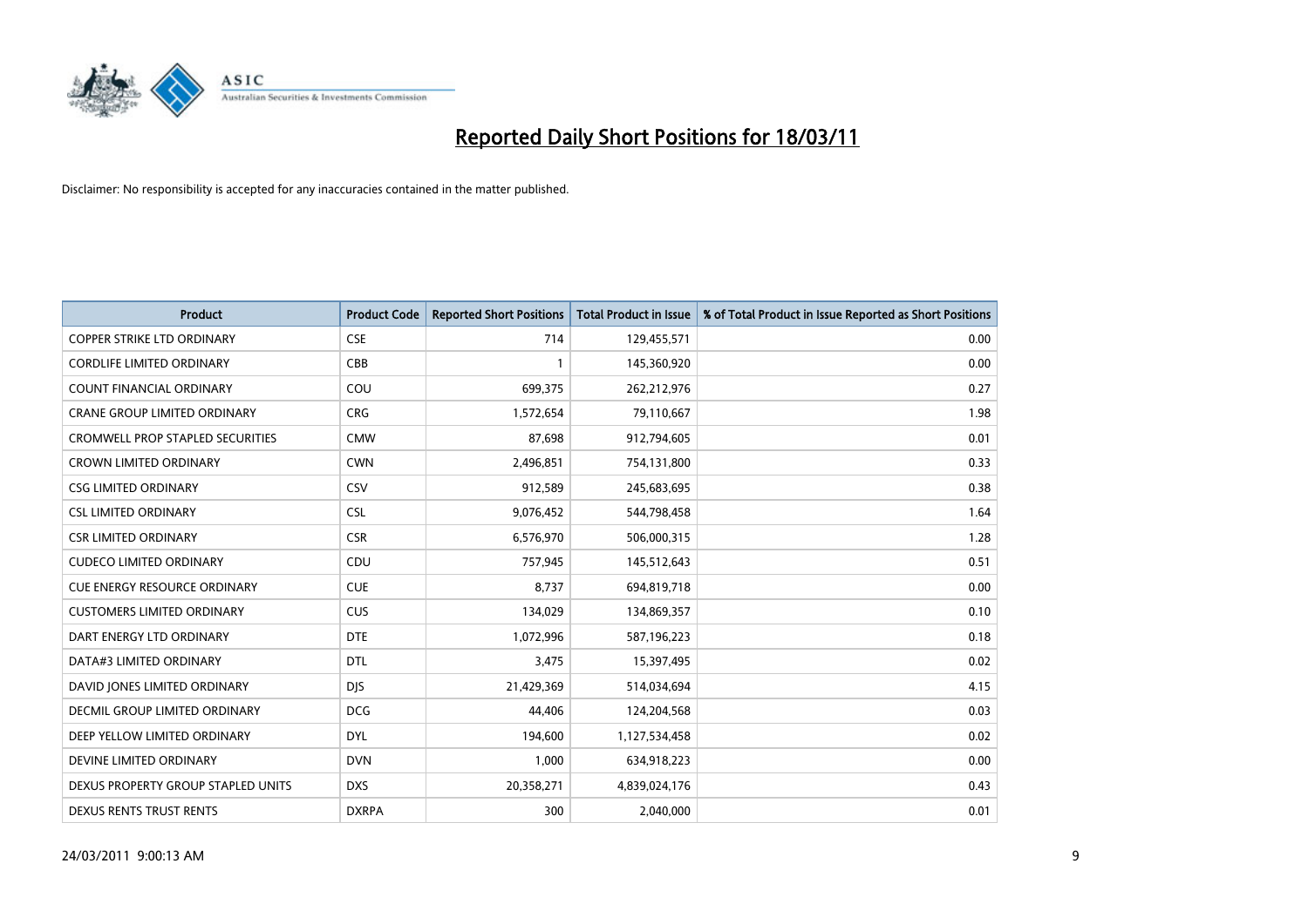# Reported Daily Short Positions for 18/03/11

Disclaimer: No responsibility is accepted for any inaccuracies contained in the matter published.

| Product | Product Code | Reported Short Positions | Total Product in Issue | % of Total Product in Issue Reported as Short Positions |
|---|---|---|---|---|
| COPPER STRIKE LTD ORDINARY | CSE | 714 | 129,455,571 | 0.00 |
| CORDLIFE LIMITED ORDINARY | CBB | 1 | 145,360,920 | 0.00 |
| COUNT FINANCIAL ORDINARY | COU | 699,375 | 262,212,976 | 0.27 |
| CRANE GROUP LIMITED ORDINARY | CRG | 1,572,654 | 79,110,667 | 1.98 |
| CROMWELL PROP STAPLED SECURITIES | CMW | 87,698 | 912,794,605 | 0.01 |
| CROWN LIMITED ORDINARY | CWN | 2,496,851 | 754,131,800 | 0.33 |
| CSG LIMITED ORDINARY | CSV | 912,589 | 245,683,695 | 0.38 |
| CSL LIMITED ORDINARY | CSL | 9,076,452 | 544,798,458 | 1.64 |
| CSR LIMITED ORDINARY | CSR | 6,576,970 | 506,000,315 | 1.28 |
| CUDECO LIMITED ORDINARY | CDU | 757,945 | 145,512,643 | 0.51 |
| CUE ENERGY RESOURCE ORDINARY | CUE | 8,737 | 694,819,718 | 0.00 |
| CUSTOMERS LIMITED ORDINARY | CUS | 134,029 | 134,869,357 | 0.10 |
| DART ENERGY LTD ORDINARY | DTE | 1,072,996 | 587,196,223 | 0.18 |
| DATA#3 LIMITED ORDINARY | DTL | 3,475 | 15,397,495 | 0.02 |
| DAVID JONES LIMITED ORDINARY | DJS | 21,429,369 | 514,034,694 | 4.15 |
| DECMIL GROUP LIMITED ORDINARY | DCG | 44,406 | 124,204,568 | 0.03 |
| DEEP YELLOW LIMITED ORDINARY | DYL | 194,600 | 1,127,534,458 | 0.02 |
| DEVINE LIMITED ORDINARY | DVN | 1,000 | 634,918,223 | 0.00 |
| DEXUS PROPERTY GROUP STAPLED UNITS | DXS | 20,358,271 | 4,839,024,176 | 0.43 |
| DEXUS RENTS TRUST RENTS | DXRPA | 300 | 2,040,000 | 0.01 |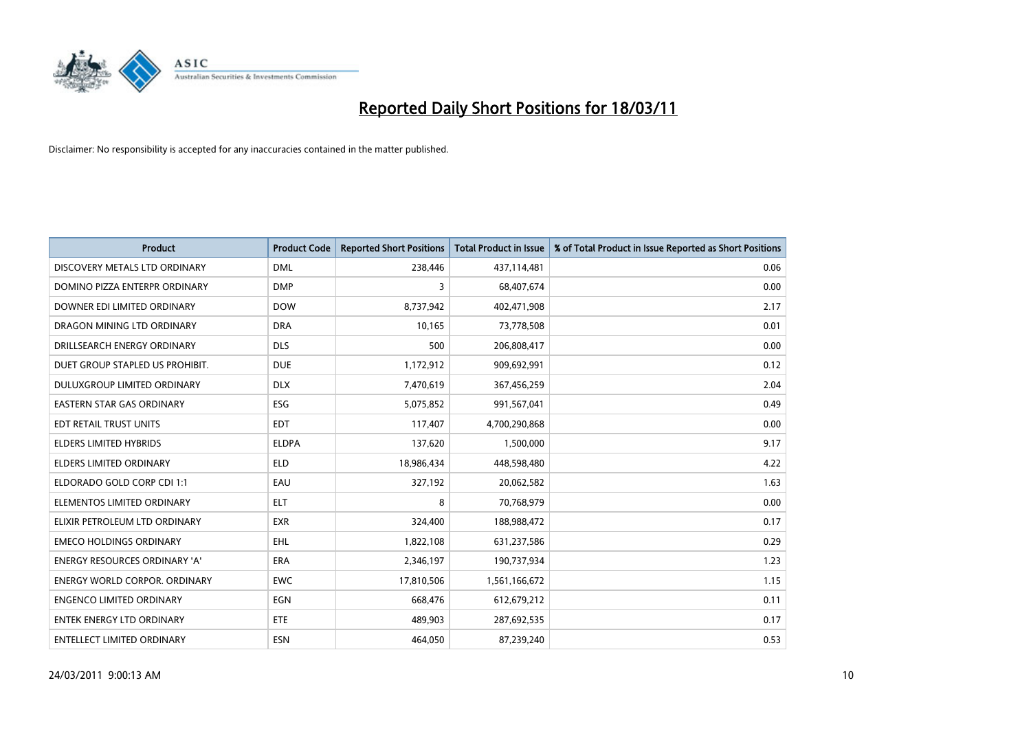# Reported Daily Short Positions for 18/03/11

Disclaimer: No responsibility is accepted for any inaccuracies contained in the matter published.

| Product | Product Code | Reported Short Positions | Total Product in Issue | % of Total Product in Issue Reported as Short Positions |
|---|---|---|---|---|
| DISCOVERY METALS LTD ORDINARY | DML | 238,446 | 437,114,481 | 0.06 |
| DOMINO PIZZA ENTERPR ORDINARY | DMP | 3 | 68,407,674 | 0.00 |
| DOWNER EDI LIMITED ORDINARY | DOW | 8,737,942 | 402,471,908 | 2.17 |
| DRAGON MINING LTD ORDINARY | DRA | 10,165 | 73,778,508 | 0.01 |
| DRILLSEARCH ENERGY ORDINARY | DLS | 500 | 206,808,417 | 0.00 |
| DUET GROUP STAPLED US PROHIBIT. | DUE | 1,172,912 | 909,692,991 | 0.12 |
| DULUXGROUP LIMITED ORDINARY | DLX | 7,470,619 | 367,456,259 | 2.04 |
| EASTERN STAR GAS ORDINARY | ESG | 5,075,852 | 991,567,041 | 0.49 |
| EDT RETAIL TRUST UNITS | EDT | 117,407 | 4,700,290,868 | 0.00 |
| ELDERS LIMITED HYBRIDS | ELDPA | 137,620 | 1,500,000 | 9.17 |
| ELDERS LIMITED ORDINARY | ELD | 18,986,434 | 448,598,480 | 4.22 |
| ELDORADO GOLD CORP CDI 1:1 | EAU | 327,192 | 20,062,582 | 1.63 |
| ELEMENTOS LIMITED ORDINARY | ELT | 8 | 70,768,979 | 0.00 |
| ELIXIR PETROLEUM LTD ORDINARY | EXR | 324,400 | 188,988,472 | 0.17 |
| EMECO HOLDINGS ORDINARY | EHL | 1,822,108 | 631,237,586 | 0.29 |
| ENERGY RESOURCES ORDINARY 'A' | ERA | 2,346,197 | 190,737,934 | 1.23 |
| ENERGY WORLD CORPOR. ORDINARY | EWC | 17,810,506 | 1,561,166,672 | 1.15 |
| ENGENCO LIMITED ORDINARY | EGN | 668,476 | 612,679,212 | 0.11 |
| ENTEK ENERGY LTD ORDINARY | ETE | 489,903 | 287,692,535 | 0.17 |
| ENTELLECT LIMITED ORDINARY | ESN | 464,050 | 87,239,240 | 0.53 |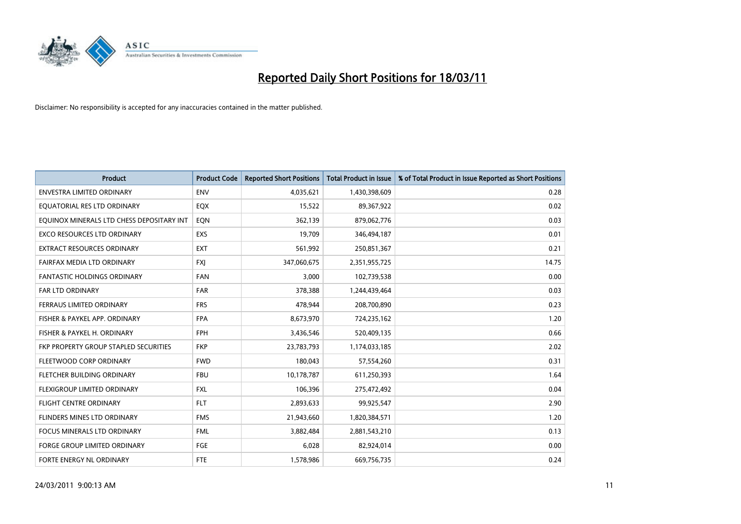# Reported Daily Short Positions for 18/03/11

Disclaimer: No responsibility is accepted for any inaccuracies contained in the matter published.

| Product | Product Code | Reported Short Positions | Total Product in Issue | % of Total Product in Issue Reported as Short Positions |
|---|---|---|---|---|
| ENVESTRA LIMITED ORDINARY | ENV | 4,035,621 | 1,430,398,609 | 0.28 |
| EQUATORIAL RES LTD ORDINARY | EQX | 15,522 | 89,367,922 | 0.02 |
| EQUINOX MINERALS LTD CHESS DEPOSITARY INT | EQN | 362,139 | 879,062,776 | 0.03 |
| EXCO RESOURCES LTD ORDINARY | EXS | 19,709 | 346,494,187 | 0.01 |
| EXTRACT RESOURCES ORDINARY | EXT | 561,992 | 250,851,367 | 0.21 |
| FAIRFAX MEDIA LTD ORDINARY | FXJ | 347,060,675 | 2,351,955,725 | 14.75 |
| FANTASTIC HOLDINGS ORDINARY | FAN | 3,000 | 102,739,538 | 0.00 |
| FAR LTD ORDINARY | FAR | 378,388 | 1,244,439,464 | 0.03 |
| FERRAUS LIMITED ORDINARY | FRS | 478,944 | 208,700,890 | 0.23 |
| FISHER & PAYKEL APP. ORDINARY | FPA | 8,673,970 | 724,235,162 | 1.20 |
| FISHER & PAYKEL H. ORDINARY | FPH | 3,436,546 | 520,409,135 | 0.66 |
| FKP PROPERTY GROUP STAPLED SECURITIES | FKP | 23,783,793 | 1,174,033,185 | 2.02 |
| FLEETWOOD CORP ORDINARY | FWD | 180,043 | 57,554,260 | 0.31 |
| FLETCHER BUILDING ORDINARY | FBU | 10,178,787 | 611,250,393 | 1.64 |
| FLEXIGROUP LIMITED ORDINARY | FXL | 106,396 | 275,472,492 | 0.04 |
| FLIGHT CENTRE ORDINARY | FLT | 2,893,633 | 99,925,547 | 2.90 |
| FLINDERS MINES LTD ORDINARY | FMS | 21,943,660 | 1,820,384,571 | 1.20 |
| FOCUS MINERALS LTD ORDINARY | FML | 3,882,484 | 2,881,543,210 | 0.13 |
| FORGE GROUP LIMITED ORDINARY | FGE | 6,028 | 82,924,014 | 0.00 |
| FORTE ENERGY NL ORDINARY | FTE | 1,578,986 | 669,756,735 | 0.24 |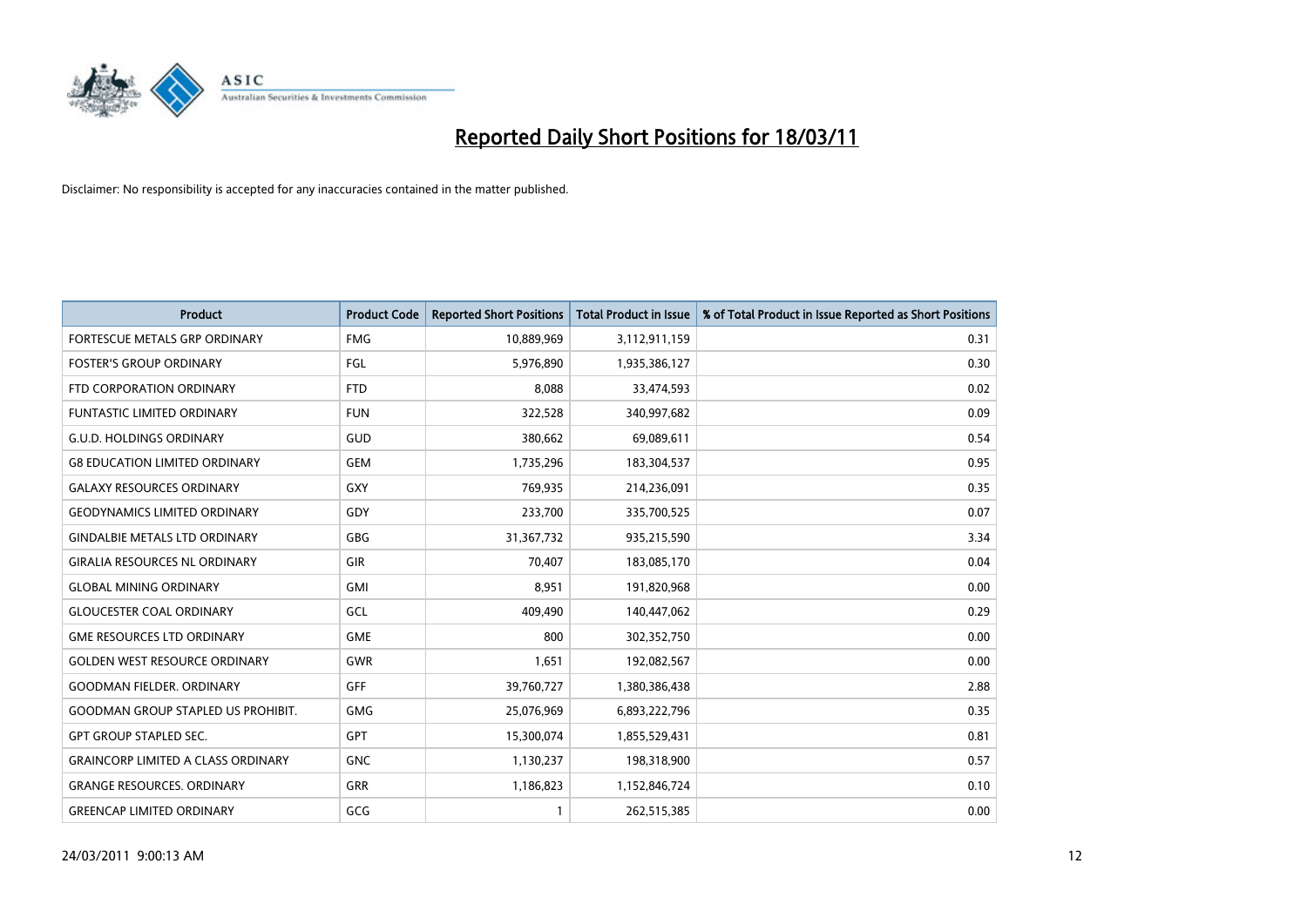# Reported Daily Short Positions for 18/03/11

Disclaimer: No responsibility is accepted for any inaccuracies contained in the matter published.

| Product | Product Code | Reported Short Positions | Total Product in Issue | % of Total Product in Issue Reported as Short Positions |
|---|---|---|---|---|
| FORTESCUE METALS GRP ORDINARY | FMG | 10,889,969 | 3,112,911,159 | 0.31 |
| FOSTER'S GROUP ORDINARY | FGL | 5,976,890 | 1,935,386,127 | 0.30 |
| FTD CORPORATION ORDINARY | FTD | 8,088 | 33,474,593 | 0.02 |
| FUNTASTIC LIMITED ORDINARY | FUN | 322,528 | 340,997,682 | 0.09 |
| G.U.D. HOLDINGS ORDINARY | GUD | 380,662 | 69,089,611 | 0.54 |
| G8 EDUCATION LIMITED ORDINARY | GEM | 1,735,296 | 183,304,537 | 0.95 |
| GALAXY RESOURCES ORDINARY | GXY | 769,935 | 214,236,091 | 0.35 |
| GEODYNAMICS LIMITED ORDINARY | GDY | 233,700 | 335,700,525 | 0.07 |
| GINDALBIE METALS LTD ORDINARY | GBG | 31,367,732 | 935,215,590 | 3.34 |
| GIRALIA RESOURCES NL ORDINARY | GIR | 70,407 | 183,085,170 | 0.04 |
| GLOBAL MINING ORDINARY | GMI | 8,951 | 191,820,968 | 0.00 |
| GLOUCESTER COAL ORDINARY | GCL | 409,490 | 140,447,062 | 0.29 |
| GME RESOURCES LTD ORDINARY | GME | 800 | 302,352,750 | 0.00 |
| GOLDEN WEST RESOURCE ORDINARY | GWR | 1,651 | 192,082,567 | 0.00 |
| GOODMAN FIELDER. ORDINARY | GFF | 39,760,727 | 1,380,386,438 | 2.88 |
| GOODMAN GROUP STAPLED US PROHIBIT. | GMG | 25,076,969 | 6,893,222,796 | 0.35 |
| GPT GROUP STAPLED SEC. | GPT | 15,300,074 | 1,855,529,431 | 0.81 |
| GRAINCORP LIMITED A CLASS ORDINARY | GNC | 1,130,237 | 198,318,900 | 0.57 |
| GRANGE RESOURCES. ORDINARY | GRR | 1,186,823 | 1,152,846,724 | 0.10 |
| GREENCAP LIMITED ORDINARY | GCG | 1 | 262,515,385 | 0.00 |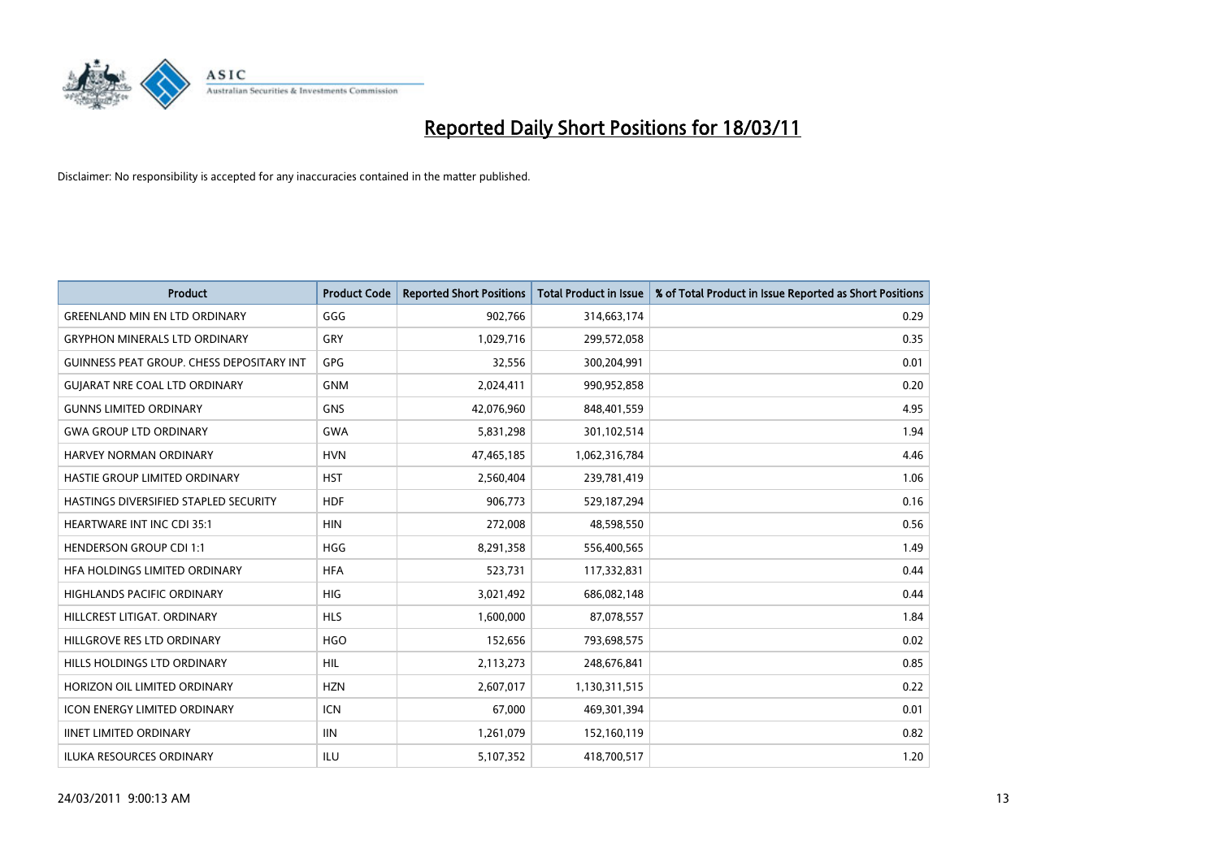# Reported Daily Short Positions for 18/03/11

Disclaimer: No responsibility is accepted for any inaccuracies contained in the matter published.

| Product | Product Code | Reported Short Positions | Total Product in Issue | % of Total Product in Issue Reported as Short Positions |
|---|---|---|---|---|
| GREENLAND MIN EN LTD ORDINARY | GGG | 902,766 | 314,663,174 | 0.29 |
| GRYPHON MINERALS LTD ORDINARY | GRY | 1,029,716 | 299,572,058 | 0.35 |
| GUINNESS PEAT GROUP. CHESS DEPOSITARY INT | GPG | 32,556 | 300,204,991 | 0.01 |
| GUJARAT NRE COAL LTD ORDINARY | GNM | 2,024,411 | 990,952,858 | 0.20 |
| GUNNS LIMITED ORDINARY | GNS | 42,076,960 | 848,401,559 | 4.95 |
| GWA GROUP LTD ORDINARY | GWA | 5,831,298 | 301,102,514 | 1.94 |
| HARVEY NORMAN ORDINARY | HVN | 47,465,185 | 1,062,316,784 | 4.46 |
| HASTIE GROUP LIMITED ORDINARY | HST | 2,560,404 | 239,781,419 | 1.06 |
| HASTINGS DIVERSIFIED STAPLED SECURITY | HDF | 906,773 | 529,187,294 | 0.16 |
| HEARTWARE INT INC CDI 35:1 | HIN | 272,008 | 48,598,550 | 0.56 |
| HENDERSON GROUP CDI 1:1 | HGG | 8,291,358 | 556,400,565 | 1.49 |
| HFA HOLDINGS LIMITED ORDINARY | HFA | 523,731 | 117,332,831 | 0.44 |
| HIGHLANDS PACIFIC ORDINARY | HIG | 3,021,492 | 686,082,148 | 0.44 |
| HILLCREST LITIGAT. ORDINARY | HLS | 1,600,000 | 87,078,557 | 1.84 |
| HILLGROVE RES LTD ORDINARY | HGO | 152,656 | 793,698,575 | 0.02 |
| HILLS HOLDINGS LTD ORDINARY | HIL | 2,113,273 | 248,676,841 | 0.85 |
| HORIZON OIL LIMITED ORDINARY | HZN | 2,607,017 | 1,130,311,515 | 0.22 |
| ICON ENERGY LIMITED ORDINARY | ICN | 67,000 | 469,301,394 | 0.01 |
| IINET LIMITED ORDINARY | IIN | 1,261,079 | 152,160,119 | 0.82 |
| ILUKA RESOURCES ORDINARY | ILU | 5,107,352 | 418,700,517 | 1.20 |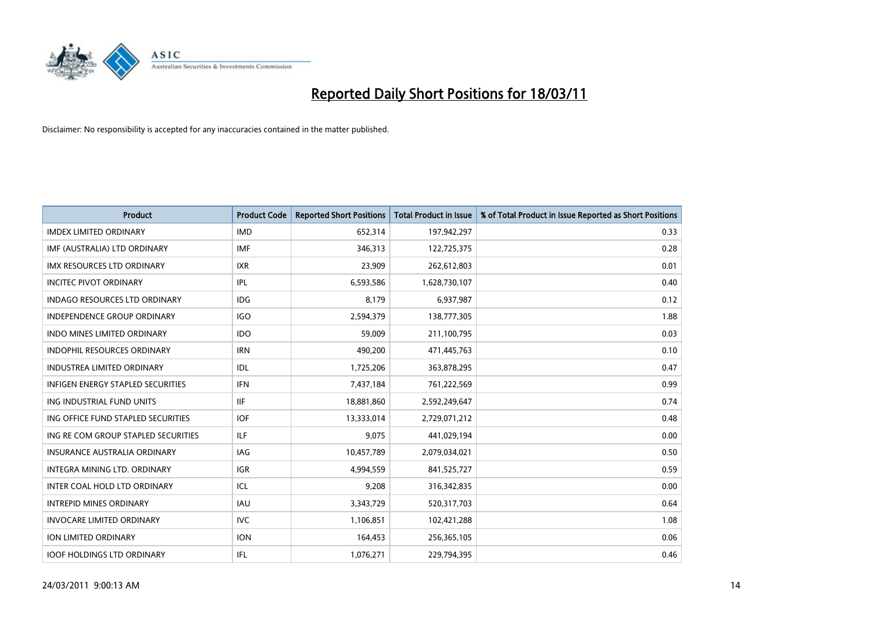# Reported Daily Short Positions for 18/03/11

Disclaimer: No responsibility is accepted for any inaccuracies contained in the matter published.

| Product | Product Code | Reported Short Positions | Total Product in Issue | % of Total Product in Issue Reported as Short Positions |
|---|---|---|---|---|
| IMDEX LIMITED ORDINARY | IMD | 652,314 | 197,942,297 | 0.33 |
| IMF (AUSTRALIA) LTD ORDINARY | IMF | 346,313 | 122,725,375 | 0.28 |
| IMX RESOURCES LTD ORDINARY | IXR | 23,909 | 262,612,803 | 0.01 |
| INCITEC PIVOT ORDINARY | IPL | 6,593,586 | 1,628,730,107 | 0.40 |
| INDAGO RESOURCES LTD ORDINARY | IDG | 8,179 | 6,937,987 | 0.12 |
| INDEPENDENCE GROUP ORDINARY | IGO | 2,594,379 | 138,777,305 | 1.88 |
| INDO MINES LIMITED ORDINARY | IDO | 59,009 | 211,100,795 | 0.03 |
| INDOPHIL RESOURCES ORDINARY | IRN | 490,200 | 471,445,763 | 0.10 |
| INDUSTREA LIMITED ORDINARY | IDL | 1,725,206 | 363,878,295 | 0.47 |
| INFIGEN ENERGY STAPLED SECURITIES | IFN | 7,437,184 | 761,222,569 | 0.99 |
| ING INDUSTRIAL FUND UNITS | IIF | 18,881,860 | 2,592,249,647 | 0.74 |
| ING OFFICE FUND STAPLED SECURITIES | IOF | 13,333,014 | 2,729,071,212 | 0.48 |
| ING RE COM GROUP STAPLED SECURITIES | ILF | 9,075 | 441,029,194 | 0.00 |
| INSURANCE AUSTRALIA ORDINARY | IAG | 10,457,789 | 2,079,034,021 | 0.50 |
| INTEGRA MINING LTD. ORDINARY | IGR | 4,994,559 | 841,525,727 | 0.59 |
| INTER COAL HOLD LTD ORDINARY | ICL | 9,208 | 316,342,835 | 0.00 |
| INTREPID MINES ORDINARY | IAU | 3,343,729 | 520,317,703 | 0.64 |
| INVOCARE LIMITED ORDINARY | IVC | 1,106,851 | 102,421,288 | 1.08 |
| ION LIMITED ORDINARY | ION | 164,453 | 256,365,105 | 0.06 |
| IOOF HOLDINGS LTD ORDINARY | IFL | 1,076,271 | 229,794,395 | 0.46 |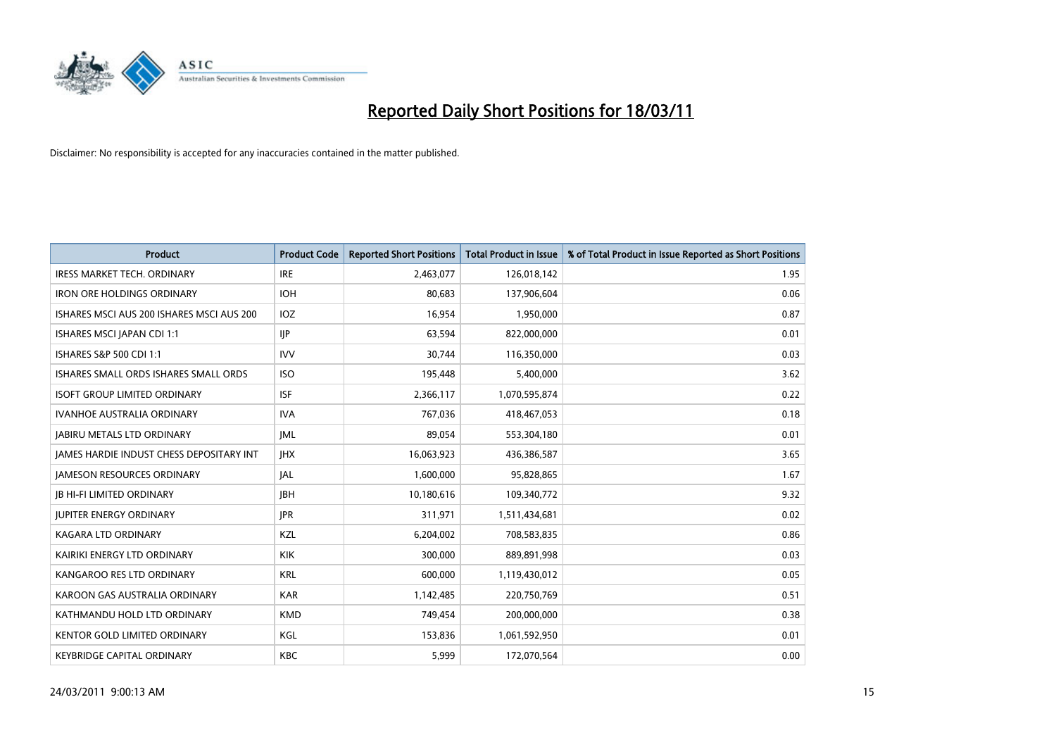# Reported Daily Short Positions for 18/03/11

Disclaimer: No responsibility is accepted for any inaccuracies contained in the matter published.

| Product | Product Code | Reported Short Positions | Total Product in Issue | % of Total Product in Issue Reported as Short Positions |
|---|---|---|---|---|
| IRESS MARKET TECH. ORDINARY | IRE | 2,463,077 | 126,018,142 | 1.95 |
| IRON ORE HOLDINGS ORDINARY | IOH | 80,683 | 137,906,604 | 0.06 |
| ISHARES MSCI AUS 200 ISHARES MSCI AUS 200 | IOZ | 16,954 | 1,950,000 | 0.87 |
| ISHARES MSCI JAPAN CDI 1:1 | IJP | 63,594 | 822,000,000 | 0.01 |
| ISHARES S&P 500 CDI 1:1 | IVV | 30,744 | 116,350,000 | 0.03 |
| ISHARES SMALL ORDS ISHARES SMALL ORDS | ISO | 195,448 | 5,400,000 | 3.62 |
| ISOFT GROUP LIMITED ORDINARY | ISF | 2,366,117 | 1,070,595,874 | 0.22 |
| IVANHOE AUSTRALIA ORDINARY | IVA | 767,036 | 418,467,053 | 0.18 |
| JABIRU METALS LTD ORDINARY | JML | 89,054 | 553,304,180 | 0.01 |
| JAMES HARDIE INDUST CHESS DEPOSITARY INT | JHX | 16,063,923 | 436,386,587 | 3.65 |
| JAMESON RESOURCES ORDINARY | JAL | 1,600,000 | 95,828,865 | 1.67 |
| JB HI-FI LIMITED ORDINARY | JBH | 10,180,616 | 109,340,772 | 9.32 |
| JUPITER ENERGY ORDINARY | JPR | 311,971 | 1,511,434,681 | 0.02 |
| KAGARA LTD ORDINARY | KZL | 6,204,002 | 708,583,835 | 0.86 |
| KAIRIKI ENERGY LTD ORDINARY | KIK | 300,000 | 889,891,998 | 0.03 |
| KANGAROO RES LTD ORDINARY | KRL | 600,000 | 1,119,430,012 | 0.05 |
| KAROON GAS AUSTRALIA ORDINARY | KAR | 1,142,485 | 220,750,769 | 0.51 |
| KATHMANDU HOLD LTD ORDINARY | KMD | 749,454 | 200,000,000 | 0.38 |
| KENTOR GOLD LIMITED ORDINARY | KGL | 153,836 | 1,061,592,950 | 0.01 |
| KEYBRIDGE CAPITAL ORDINARY | KBC | 5,999 | 172,070,564 | 0.00 |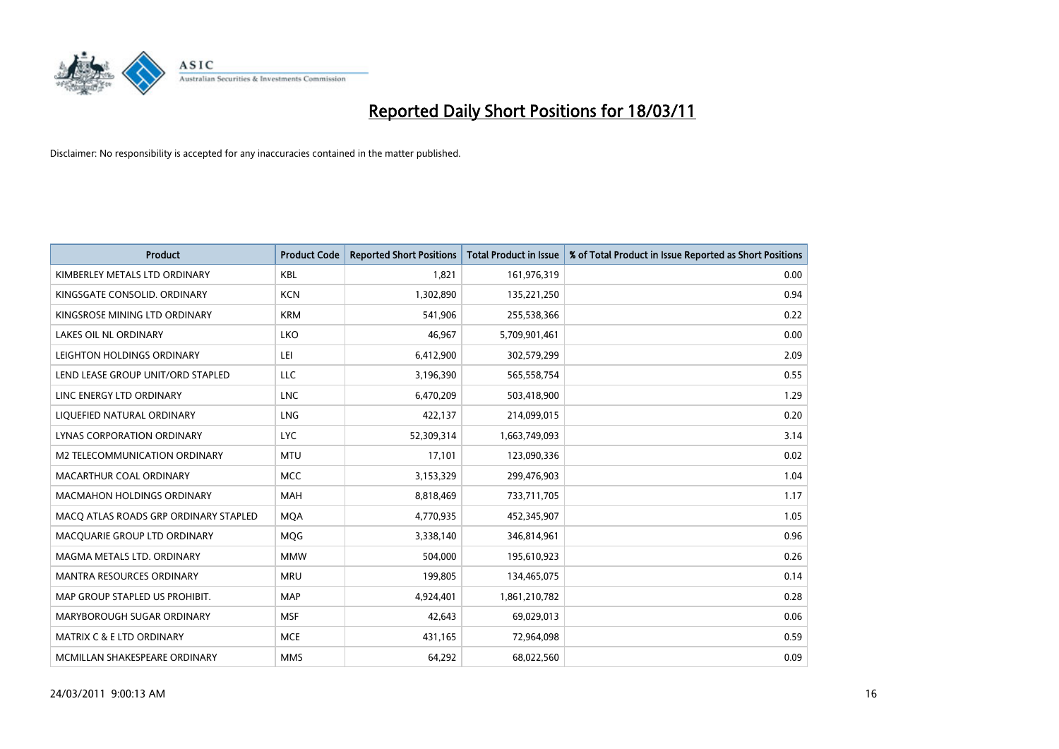# Reported Daily Short Positions for 18/03/11

Disclaimer: No responsibility is accepted for any inaccuracies contained in the matter published.

| Product | Product Code | Reported Short Positions | Total Product in Issue | % of Total Product in Issue Reported as Short Positions |
|---|---|---|---|---|
| KIMBERLEY METALS LTD ORDINARY | KBL | 1,821 | 161,976,319 | 0.00 |
| KINGSGATE CONSOLID. ORDINARY | KCN | 1,302,890 | 135,221,250 | 0.94 |
| KINGSROSE MINING LTD ORDINARY | KRM | 541,906 | 255,538,366 | 0.22 |
| LAKES OIL NL ORDINARY | LKO | 46,967 | 5,709,901,461 | 0.00 |
| LEIGHTON HOLDINGS ORDINARY | LEI | 6,412,900 | 302,579,299 | 2.09 |
| LEND LEASE GROUP UNIT/ORD STAPLED | LLC | 3,196,390 | 565,558,754 | 0.55 |
| LINC ENERGY LTD ORDINARY | LNC | 6,470,209 | 503,418,900 | 1.29 |
| LIQUEFIED NATURAL ORDINARY | LNG | 422,137 | 214,099,015 | 0.20 |
| LYNAS CORPORATION ORDINARY | LYC | 52,309,314 | 1,663,749,093 | 3.14 |
| M2 TELECOMMUNICATION ORDINARY | MTU | 17,101 | 123,090,336 | 0.02 |
| MACARTHUR COAL ORDINARY | MCC | 3,153,329 | 299,476,903 | 1.04 |
| MACMAHON HOLDINGS ORDINARY | MAH | 8,818,469 | 733,711,705 | 1.17 |
| MACQ ATLAS ROADS GRP ORDINARY STAPLED | MQA | 4,770,935 | 452,345,907 | 1.05 |
| MACQUARIE GROUP LTD ORDINARY | MQG | 3,338,140 | 346,814,961 | 0.96 |
| MAGMA METALS LTD. ORDINARY | MMW | 504,000 | 195,610,923 | 0.26 |
| MANTRA RESOURCES ORDINARY | MRU | 199,805 | 134,465,075 | 0.14 |
| MAP GROUP STAPLED US PROHIBIT. | MAP | 4,924,401 | 1,861,210,782 | 0.28 |
| MARYBOROUGH SUGAR ORDINARY | MSF | 42,643 | 69,029,013 | 0.06 |
| MATRIX C & E LTD ORDINARY | MCE | 431,165 | 72,964,098 | 0.59 |
| MCMILLAN SHAKESPEARE ORDINARY | MMS | 64,292 | 68,022,560 | 0.09 |

24/03/2011 9:00:13 AM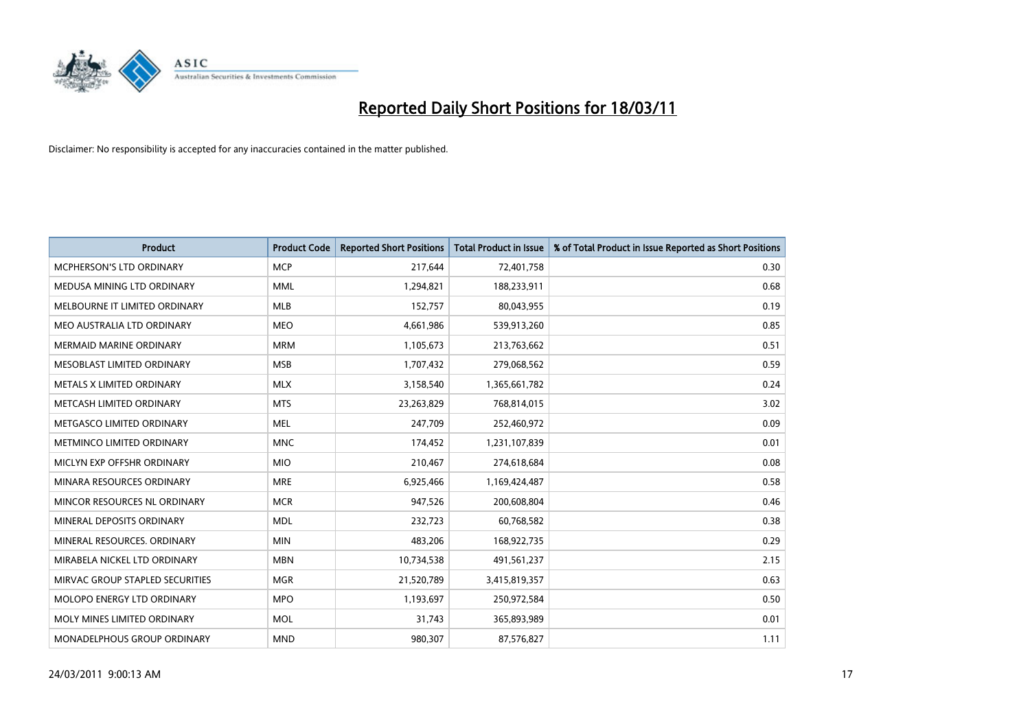# Reported Daily Short Positions for 18/03/11

Disclaimer: No responsibility is accepted for any inaccuracies contained in the matter published.

| Product | Product Code | Reported Short Positions | Total Product in Issue | % of Total Product in Issue Reported as Short Positions |
|---|---|---|---|---|
| MCPHERSON'S LTD ORDINARY | MCP | 217,644 | 72,401,758 | 0.30 |
| MEDUSA MINING LTD ORDINARY | MML | 1,294,821 | 188,233,911 | 0.68 |
| MELBOURNE IT LIMITED ORDINARY | MLB | 152,757 | 80,043,955 | 0.19 |
| MEO AUSTRALIA LTD ORDINARY | MEO | 4,661,986 | 539,913,260 | 0.85 |
| MERMAID MARINE ORDINARY | MRM | 1,105,673 | 213,763,662 | 0.51 |
| MESOBLAST LIMITED ORDINARY | MSB | 1,707,432 | 279,068,562 | 0.59 |
| METALS X LIMITED ORDINARY | MLX | 3,158,540 | 1,365,661,782 | 0.24 |
| METCASH LIMITED ORDINARY | MTS | 23,263,829 | 768,814,015 | 3.02 |
| METGASCO LIMITED ORDINARY | MEL | 247,709 | 252,460,972 | 0.09 |
| METMINCO LIMITED ORDINARY | MNC | 174,452 | 1,231,107,839 | 0.01 |
| MICLYN EXP OFFSHR ORDINARY | MIO | 210,467 | 274,618,684 | 0.08 |
| MINARA RESOURCES ORDINARY | MRE | 6,925,466 | 1,169,424,487 | 0.58 |
| MINCOR RESOURCES NL ORDINARY | MCR | 947,526 | 200,608,804 | 0.46 |
| MINERAL DEPOSITS ORDINARY | MDL | 232,723 | 60,768,582 | 0.38 |
| MINERAL RESOURCES. ORDINARY | MIN | 483,206 | 168,922,735 | 0.29 |
| MIRABELA NICKEL LTD ORDINARY | MBN | 10,734,538 | 491,561,237 | 2.15 |
| MIRVAC GROUP STAPLED SECURITIES | MGR | 21,520,789 | 3,415,819,357 | 0.63 |
| MOLOPO ENERGY LTD ORDINARY | MPO | 1,193,697 | 250,972,584 | 0.50 |
| MOLY MINES LIMITED ORDINARY | MOL | 31,743 | 365,893,989 | 0.01 |
| MONADELPHOUS GROUP ORDINARY | MND | 980,307 | 87,576,827 | 1.11 |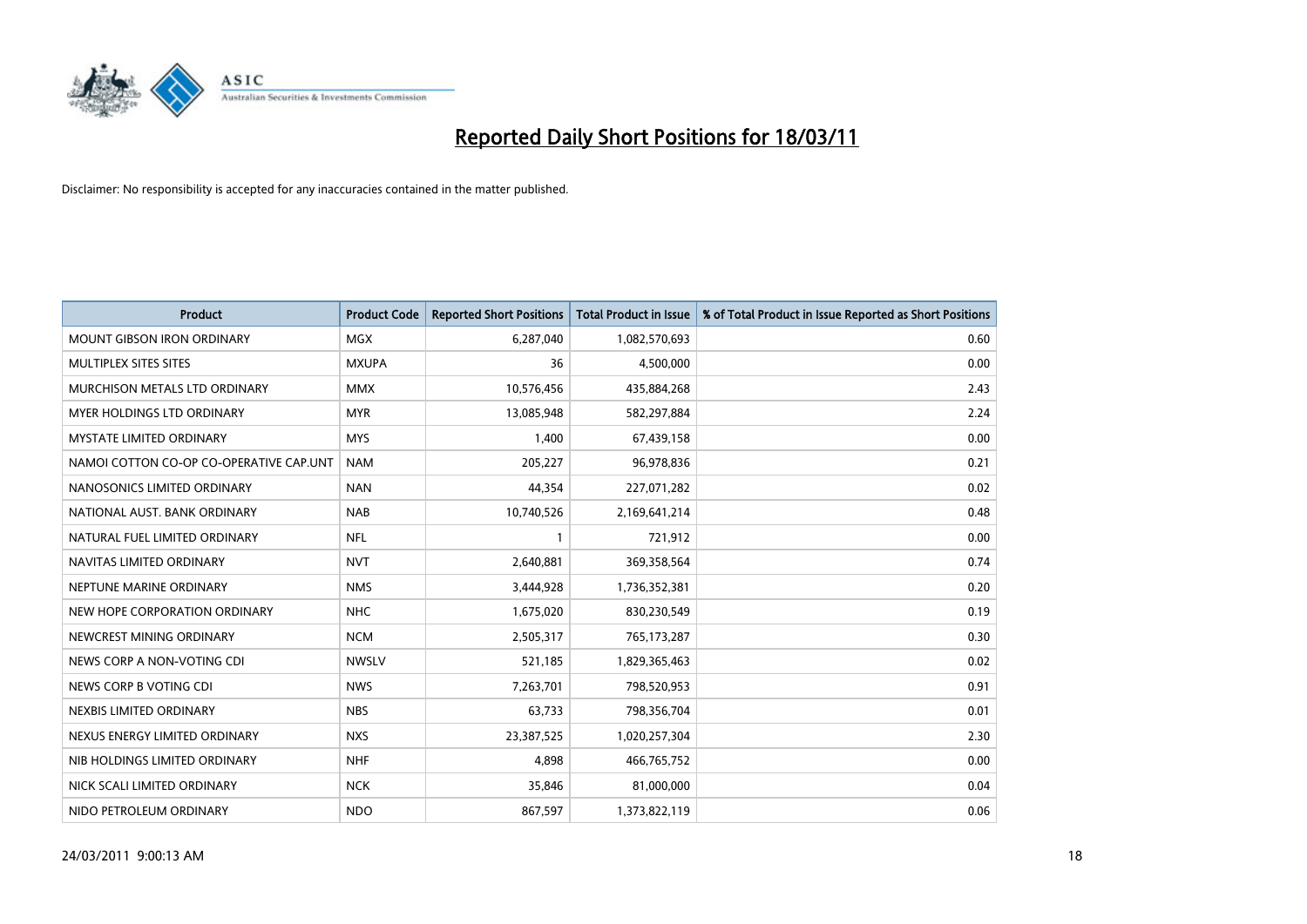# Reported Daily Short Positions for 18/03/11

Disclaimer: No responsibility is accepted for any inaccuracies contained in the matter published.

| Product | Product Code | Reported Short Positions | Total Product in Issue | % of Total Product in Issue Reported as Short Positions |
|---|---|---|---|---|
| MOUNT GIBSON IRON ORDINARY | MGX | 6,287,040 | 1,082,570,693 | 0.60 |
| MULTIPLEX SITES SITES | MXUPA | 36 | 4,500,000 | 0.00 |
| MURCHISON METALS LTD ORDINARY | MMX | 10,576,456 | 435,884,268 | 2.43 |
| MYER HOLDINGS LTD ORDINARY | MYR | 13,085,948 | 582,297,884 | 2.24 |
| MYSTATE LIMITED ORDINARY | MYS | 1,400 | 67,439,158 | 0.00 |
| NAMOI COTTON CO-OP CO-OPERATIVE CAP.UNT | NAM | 205,227 | 96,978,836 | 0.21 |
| NANOSONICS LIMITED ORDINARY | NAN | 44,354 | 227,071,282 | 0.02 |
| NATIONAL AUST. BANK ORDINARY | NAB | 10,740,526 | 2,169,641,214 | 0.48 |
| NATURAL FUEL LIMITED ORDINARY | NFL | 1 | 721,912 | 0.00 |
| NAVITAS LIMITED ORDINARY | NVT | 2,640,881 | 369,358,564 | 0.74 |
| NEPTUNE MARINE ORDINARY | NMS | 3,444,928 | 1,736,352,381 | 0.20 |
| NEW HOPE CORPORATION ORDINARY | NHC | 1,675,020 | 830,230,549 | 0.19 |
| NEWCREST MINING ORDINARY | NCM | 2,505,317 | 765,173,287 | 0.30 |
| NEWS CORP A NON-VOTING CDI | NWSLV | 521,185 | 1,829,365,463 | 0.02 |
| NEWS CORP B VOTING CDI | NWS | 7,263,701 | 798,520,953 | 0.91 |
| NEXBIS LIMITED ORDINARY | NBS | 63,733 | 798,356,704 | 0.01 |
| NEXUS ENERGY LIMITED ORDINARY | NXS | 23,387,525 | 1,020,257,304 | 2.30 |
| NIB HOLDINGS LIMITED ORDINARY | NHF | 4,898 | 466,765,752 | 0.00 |
| NICK SCALI LIMITED ORDINARY | NCK | 35,846 | 81,000,000 | 0.04 |
| NIDO PETROLEUM ORDINARY | NDO | 867,597 | 1,373,822,119 | 0.06 |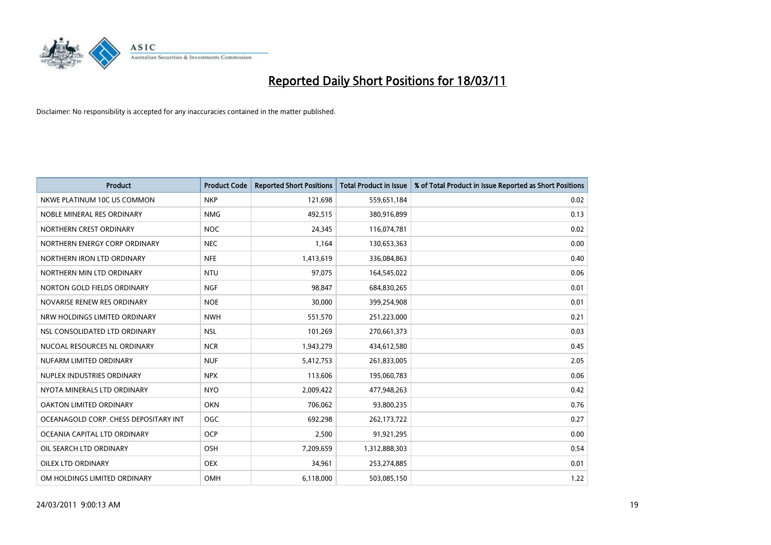# Reported Daily Short Positions for 18/03/11

Disclaimer: No responsibility is accepted for any inaccuracies contained in the matter published.

| Product | Product Code | Reported Short Positions | Total Product in Issue | % of Total Product in Issue Reported as Short Positions |
|---|---|---|---|---|
| NKWE PLATINUM 10C US COMMON | NKP | 121,698 | 559,651,184 | 0.02 |
| NOBLE MINERAL RES ORDINARY | NMG | 492,515 | 380,916,899 | 0.13 |
| NORTHERN CREST ORDINARY | NOC | 24,345 | 116,074,781 | 0.02 |
| NORTHERN ENERGY CORP ORDINARY | NEC | 1,164 | 130,653,363 | 0.00 |
| NORTHERN IRON LTD ORDINARY | NFE | 1,413,619 | 336,084,863 | 0.40 |
| NORTHERN MIN LTD ORDINARY | NTU | 97,075 | 164,545,022 | 0.06 |
| NORTON GOLD FIELDS ORDINARY | NGF | 98,847 | 684,830,265 | 0.01 |
| NOVARISE RENEW RES ORDINARY | NOE | 30,000 | 399,254,908 | 0.01 |
| NRW HOLDINGS LIMITED ORDINARY | NWH | 551,570 | 251,223,000 | 0.21 |
| NSL CONSOLIDATED LTD ORDINARY | NSL | 101,269 | 270,661,373 | 0.03 |
| NUCOAL RESOURCES NL ORDINARY | NCR | 1,943,279 | 434,612,580 | 0.45 |
| NUFARM LIMITED ORDINARY | NUF | 5,412,753 | 261,833,005 | 2.05 |
| NUPLEX INDUSTRIES ORDINARY | NPX | 113,606 | 195,060,783 | 0.06 |
| NYOTA MINERALS LTD ORDINARY | NYO | 2,009,422 | 477,948,263 | 0.42 |
| OAKTON LIMITED ORDINARY | OKN | 706,062 | 93,800,235 | 0.76 |
| OCEANAGOLD CORP. CHESS DEPOSITARY INT | OGC | 692,298 | 262,173,722 | 0.27 |
| OCEANIA CAPITAL LTD ORDINARY | OCP | 2,500 | 91,921,295 | 0.00 |
| OIL SEARCH LTD ORDINARY | OSH | 7,209,659 | 1,312,888,303 | 0.54 |
| OILEX LTD ORDINARY | OEX | 34,961 | 253,274,885 | 0.01 |
| OM HOLDINGS LIMITED ORDINARY | OMH | 6,118,000 | 503,085,150 | 1.22 |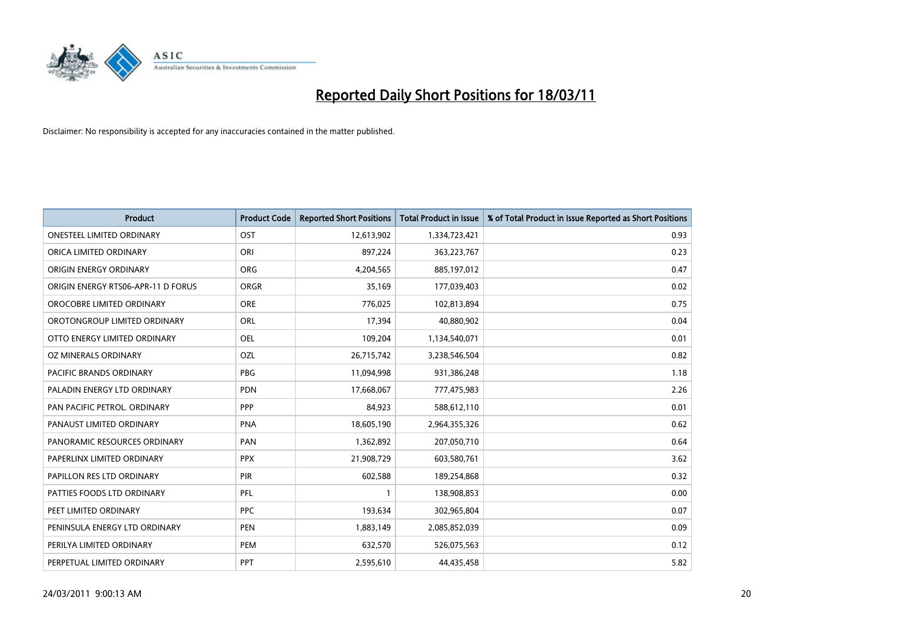# Reported Daily Short Positions for 18/03/11

Disclaimer: No responsibility is accepted for any inaccuracies contained in the matter published.

| Product | Product Code | Reported Short Positions | Total Product in Issue | % of Total Product in Issue Reported as Short Positions |
|---|---|---|---|---|
| ONESTEEL LIMITED ORDINARY | OST | 12,613,902 | 1,334,723,421 | 0.93 |
| ORICA LIMITED ORDINARY | ORI | 897,224 | 363,223,767 | 0.23 |
| ORIGIN ENERGY ORDINARY | ORG | 4,204,565 | 885,197,012 | 0.47 |
| ORIGIN ENERGY RTS06-APR-11 D FORUS | ORGR | 35,169 | 177,039,403 | 0.02 |
| OROCOBRE LIMITED ORDINARY | ORE | 776,025 | 102,813,894 | 0.75 |
| OROTONGROUP LIMITED ORDINARY | ORL | 17,394 | 40,880,902 | 0.04 |
| OTTO ENERGY LIMITED ORDINARY | OEL | 109,204 | 1,134,540,071 | 0.01 |
| OZ MINERALS ORDINARY | OZL | 26,715,742 | 3,238,546,504 | 0.82 |
| PACIFIC BRANDS ORDINARY | PBG | 11,094,998 | 931,386,248 | 1.18 |
| PALADIN ENERGY LTD ORDINARY | PDN | 17,668,067 | 777,475,983 | 2.26 |
| PAN PACIFIC PETROL. ORDINARY | PPP | 84,923 | 588,612,110 | 0.01 |
| PANAUST LIMITED ORDINARY | PNA | 18,605,190 | 2,964,355,326 | 0.62 |
| PANORAMIC RESOURCES ORDINARY | PAN | 1,362,892 | 207,050,710 | 0.64 |
| PAPERLINX LIMITED ORDINARY | PPX | 21,908,729 | 603,580,761 | 3.62 |
| PAPILLON RES LTD ORDINARY | PIR | 602,588 | 189,254,868 | 0.32 |
| PATTIES FOODS LTD ORDINARY | PFL | 1 | 138,908,853 | 0.00 |
| PEET LIMITED ORDINARY | PPC | 193,634 | 302,965,804 | 0.07 |
| PENINSULA ENERGY LTD ORDINARY | PEN | 1,883,149 | 2,085,852,039 | 0.09 |
| PERILYA LIMITED ORDINARY | PEM | 632,570 | 526,075,563 | 0.12 |
| PERPETUAL LIMITED ORDINARY | PPT | 2,595,610 | 44,435,458 | 5.82 |

24/03/2011 9:00:13 AM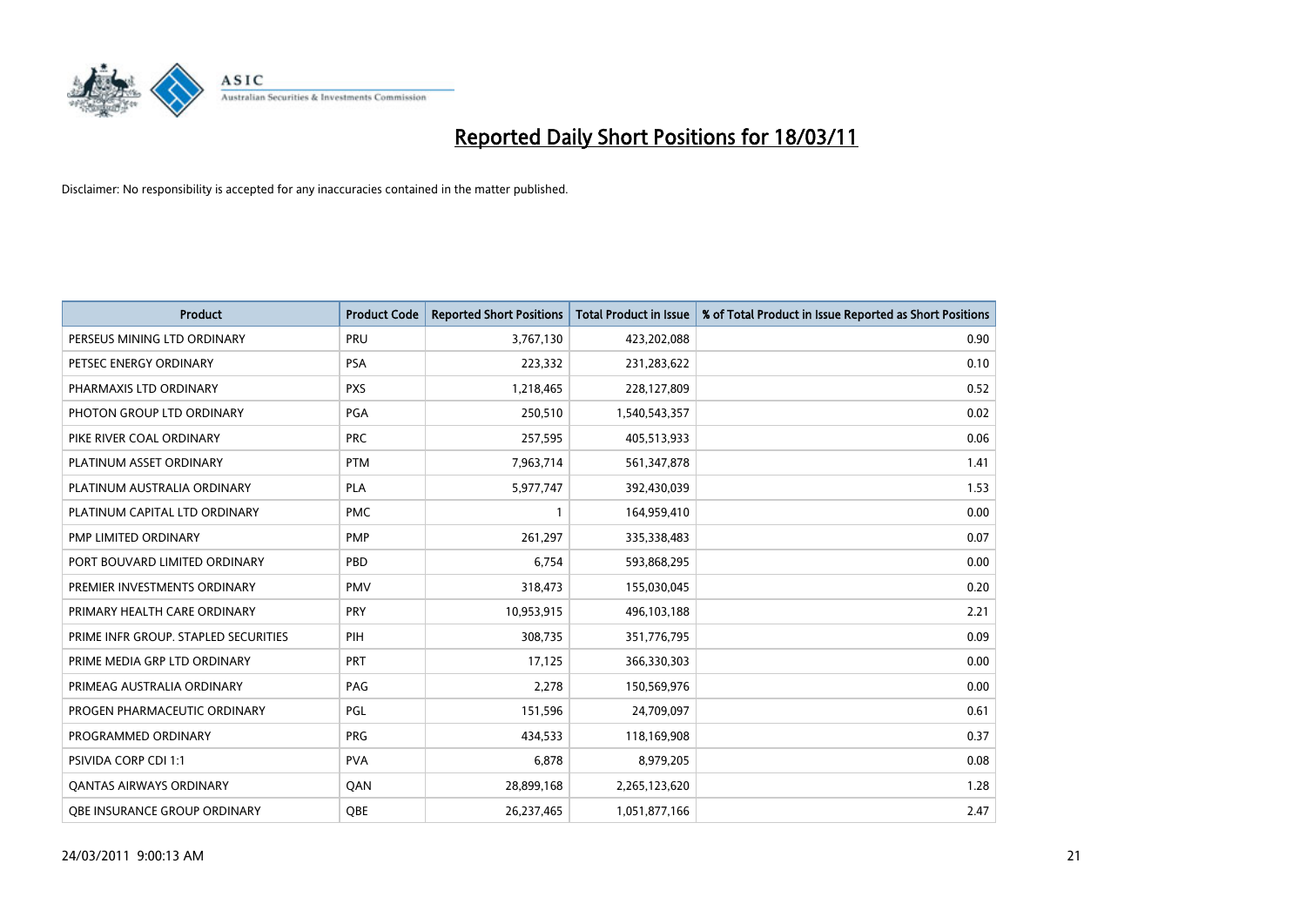# Reported Daily Short Positions for 18/03/11

Disclaimer: No responsibility is accepted for any inaccuracies contained in the matter published.

| Product | Product Code | Reported Short Positions | Total Product in Issue | % of Total Product in Issue Reported as Short Positions |
|---|---|---|---|---|
| PERSEUS MINING LTD ORDINARY | PRU | 3,767,130 | 423,202,088 | 0.90 |
| PETSEC ENERGY ORDINARY | PSA | 223,332 | 231,283,622 | 0.10 |
| PHARMAXIS LTD ORDINARY | PXS | 1,218,465 | 228,127,809 | 0.52 |
| PHOTON GROUP LTD ORDINARY | PGA | 250,510 | 1,540,543,357 | 0.02 |
| PIKE RIVER COAL ORDINARY | PRC | 257,595 | 405,513,933 | 0.06 |
| PLATINUM ASSET ORDINARY | PTM | 7,963,714 | 561,347,878 | 1.41 |
| PLATINUM AUSTRALIA ORDINARY | PLA | 5,977,747 | 392,430,039 | 1.53 |
| PLATINUM CAPITAL LTD ORDINARY | PMC | 1 | 164,959,410 | 0.00 |
| PMP LIMITED ORDINARY | PMP | 261,297 | 335,338,483 | 0.07 |
| PORT BOUVARD LIMITED ORDINARY | PBD | 6,754 | 593,868,295 | 0.00 |
| PREMIER INVESTMENTS ORDINARY | PMV | 318,473 | 155,030,045 | 0.20 |
| PRIMARY HEALTH CARE ORDINARY | PRY | 10,953,915 | 496,103,188 | 2.21 |
| PRIME INFR GROUP. STAPLED SECURITIES | PIH | 308,735 | 351,776,795 | 0.09 |
| PRIME MEDIA GRP LTD ORDINARY | PRT | 17,125 | 366,330,303 | 0.00 |
| PRIMEAG AUSTRALIA ORDINARY | PAG | 2,278 | 150,569,976 | 0.00 |
| PROGEN PHARMACEUTIC ORDINARY | PGL | 151,596 | 24,709,097 | 0.61 |
| PROGRAMMED ORDINARY | PRG | 434,533 | 118,169,908 | 0.37 |
| PSIVIDA CORP CDI 1:1 | PVA | 6,878 | 8,979,205 | 0.08 |
| QANTAS AIRWAYS ORDINARY | QAN | 28,899,168 | 2,265,123,620 | 1.28 |
| QBE INSURANCE GROUP ORDINARY | QBE | 26,237,465 | 1,051,877,166 | 2.47 |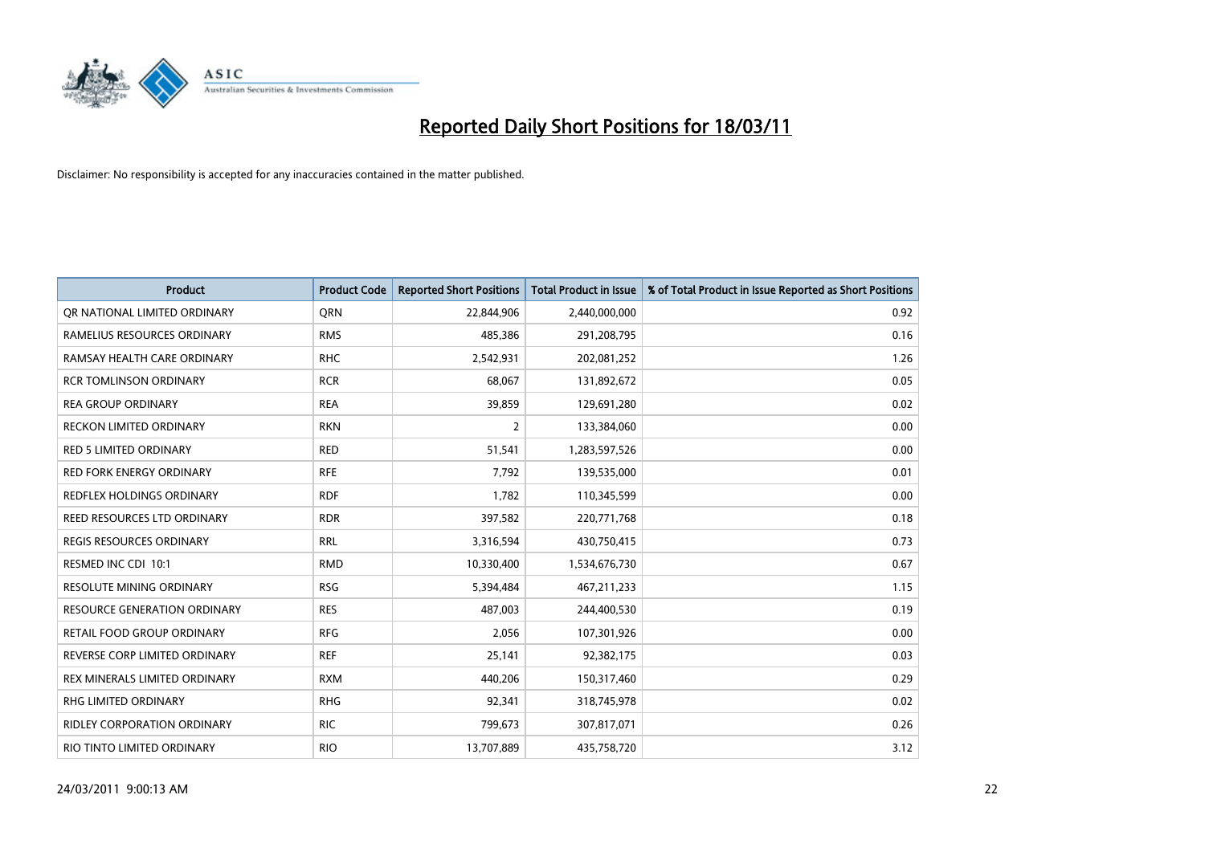# Reported Daily Short Positions for 18/03/11

Disclaimer: No responsibility is accepted for any inaccuracies contained in the matter published.

| Product | Product Code | Reported Short Positions | Total Product in Issue | % of Total Product in Issue Reported as Short Positions |
| --- | --- | --- | --- | --- |
| QR NATIONAL LIMITED ORDINARY | QRN | 22,844,906 | 2,440,000,000 | 0.92 |
| RAMELIUS RESOURCES ORDINARY | RMS | 485,386 | 291,208,795 | 0.16 |
| RAMSAY HEALTH CARE ORDINARY | RHC | 2,542,931 | 202,081,252 | 1.26 |
| RCR TOMLINSON ORDINARY | RCR | 68,067 | 131,892,672 | 0.05 |
| REA GROUP ORDINARY | REA | 39,859 | 129,691,280 | 0.02 |
| RECKON LIMITED ORDINARY | RKN | 2 | 133,384,060 | 0.00 |
| RED 5 LIMITED ORDINARY | RED | 51,541 | 1,283,597,526 | 0.00 |
| RED FORK ENERGY ORDINARY | RFE | 7,792 | 139,535,000 | 0.01 |
| REDFLEX HOLDINGS ORDINARY | RDF | 1,782 | 110,345,599 | 0.00 |
| REED RESOURCES LTD ORDINARY | RDR | 397,582 | 220,771,768 | 0.18 |
| REGIS RESOURCES ORDINARY | RRL | 3,316,594 | 430,750,415 | 0.73 |
| RESMED INC CDI 10:1 | RMD | 10,330,400 | 1,534,676,730 | 0.67 |
| RESOLUTE MINING ORDINARY | RSG | 5,394,484 | 467,211,233 | 1.15 |
| RESOURCE GENERATION ORDINARY | RES | 487,003 | 244,400,530 | 0.19 |
| RETAIL FOOD GROUP ORDINARY | RFG | 2,056 | 107,301,926 | 0.00 |
| REVERSE CORP LIMITED ORDINARY | REF | 25,141 | 92,382,175 | 0.03 |
| REX MINERALS LIMITED ORDINARY | RXM | 440,206 | 150,317,460 | 0.29 |
| RHG LIMITED ORDINARY | RHG | 92,341 | 318,745,978 | 0.02 |
| RIDLEY CORPORATION ORDINARY | RIC | 799,673 | 307,817,071 | 0.26 |
| RIO TINTO LIMITED ORDINARY | RIO | 13,707,889 | 435,758,720 | 3.12 |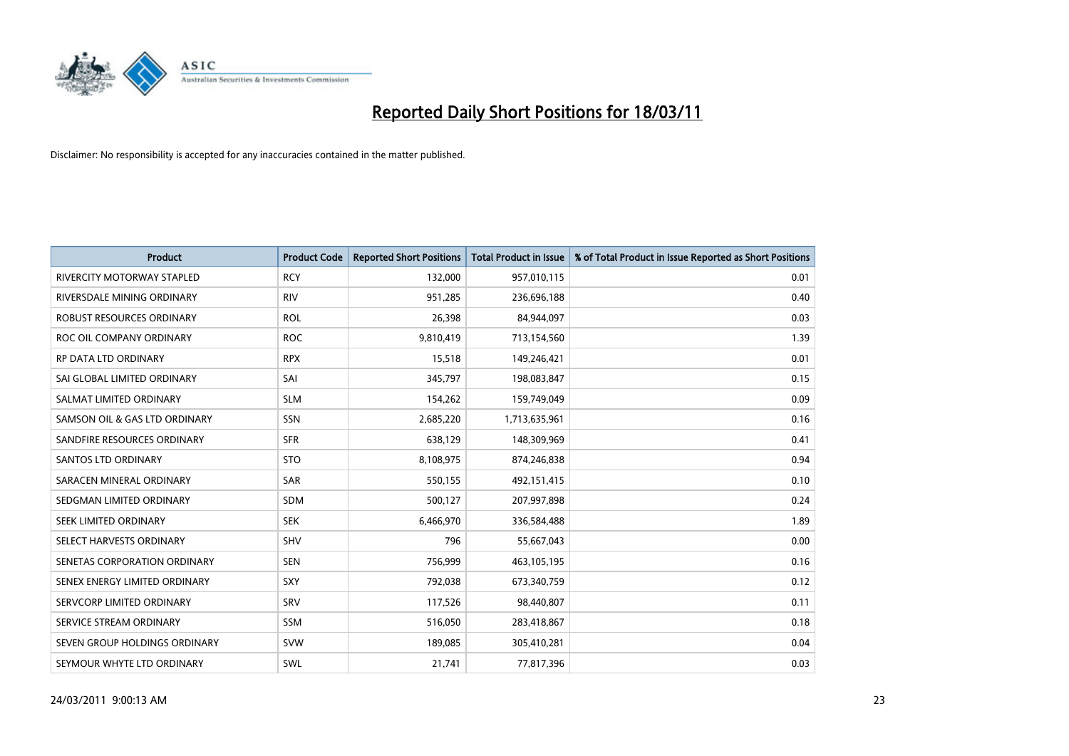# Reported Daily Short Positions for 18/03/11

Disclaimer: No responsibility is accepted for any inaccuracies contained in the matter published.

| Product | Product Code | Reported Short Positions | Total Product in Issue | % of Total Product in Issue Reported as Short Positions |
|---|---|---|---|---|
| RIVERCITY MOTORWAY STAPLED | RCY | 132,000 | 957,010,115 | 0.01 |
| RIVERSDALE MINING ORDINARY | RIV | 951,285 | 236,696,188 | 0.40 |
| ROBUST RESOURCES ORDINARY | ROL | 26,398 | 84,944,097 | 0.03 |
| ROC OIL COMPANY ORDINARY | ROC | 9,810,419 | 713,154,560 | 1.39 |
| RP DATA LTD ORDINARY | RPX | 15,518 | 149,246,421 | 0.01 |
| SAI GLOBAL LIMITED ORDINARY | SAI | 345,797 | 198,083,847 | 0.15 |
| SALMAT LIMITED ORDINARY | SLM | 154,262 | 159,749,049 | 0.09 |
| SAMSON OIL & GAS LTD ORDINARY | SSN | 2,685,220 | 1,713,635,961 | 0.16 |
| SANDFIRE RESOURCES ORDINARY | SFR | 638,129 | 148,309,969 | 0.41 |
| SANTOS LTD ORDINARY | STO | 8,108,975 | 874,246,838 | 0.94 |
| SARACEN MINERAL ORDINARY | SAR | 550,155 | 492,151,415 | 0.10 |
| SEDGMAN LIMITED ORDINARY | SDM | 500,127 | 207,997,898 | 0.24 |
| SEEK LIMITED ORDINARY | SEK | 6,466,970 | 336,584,488 | 1.89 |
| SELECT HARVESTS ORDINARY | SHV | 796 | 55,667,043 | 0.00 |
| SENETAS CORPORATION ORDINARY | SEN | 756,999 | 463,105,195 | 0.16 |
| SENEX ENERGY LIMITED ORDINARY | SXY | 792,038 | 673,340,759 | 0.12 |
| SERVCORP LIMITED ORDINARY | SRV | 117,526 | 98,440,807 | 0.11 |
| SERVICE STREAM ORDINARY | SSM | 516,050 | 283,418,867 | 0.18 |
| SEVEN GROUP HOLDINGS ORDINARY | SVW | 189,085 | 305,410,281 | 0.04 |
| SEYMOUR WHYTE LTD ORDINARY | SWL | 21,741 | 77,817,396 | 0.03 |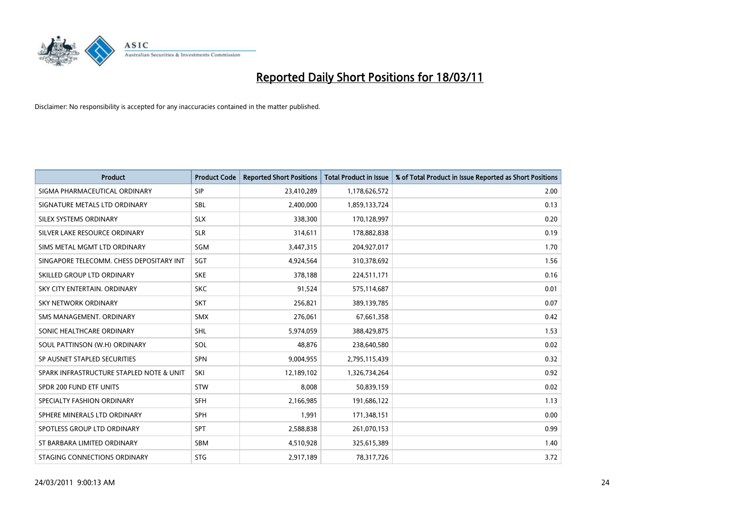# Reported Daily Short Positions for 18/03/11

Disclaimer: No responsibility is accepted for any inaccuracies contained in the matter published.

| Product | Product Code | Reported Short Positions | Total Product in Issue | % of Total Product in Issue Reported as Short Positions |
|---|---|---|---|---|
| SIGMA PHARMACEUTICAL ORDINARY | SIP | 23,410,289 | 1,178,626,572 | 2.00 |
| SIGNATURE METALS LTD ORDINARY | SBL | 2,400,000 | 1,859,133,724 | 0.13 |
| SILEX SYSTEMS ORDINARY | SLX | 338,300 | 170,128,997 | 0.20 |
| SILVER LAKE RESOURCE ORDINARY | SLR | 314,611 | 178,882,838 | 0.19 |
| SIMS METAL MGMT LTD ORDINARY | SGM | 3,447,315 | 204,927,017 | 1.70 |
| SINGAPORE TELECOMM. CHESS DEPOSITARY INT | SGT | 4,924,564 | 310,378,692 | 1.56 |
| SKILLED GROUP LTD ORDINARY | SKE | 378,188 | 224,511,171 | 0.16 |
| SKY CITY ENTERTAIN. ORDINARY | SKC | 91,524 | 575,114,687 | 0.01 |
| SKY NETWORK ORDINARY | SKT | 256,821 | 389,139,785 | 0.07 |
| SMS MANAGEMENT. ORDINARY | SMX | 276,061 | 67,661,358 | 0.42 |
| SONIC HEALTHCARE ORDINARY | SHL | 5,974,059 | 388,429,875 | 1.53 |
| SOUL PATTINSON (W.H) ORDINARY | SOL | 48,876 | 238,640,580 | 0.02 |
| SP AUSNET STAPLED SECURITIES | SPN | 9,004,955 | 2,795,115,439 | 0.32 |
| SPARK INFRASTRUCTURE STAPLED NOTE & UNIT | SKI | 12,189,102 | 1,326,734,264 | 0.92 |
| SPDR 200 FUND ETF UNITS | STW | 8,008 | 50,839,159 | 0.02 |
| SPECIALTY FASHION ORDINARY | SFH | 2,166,985 | 191,686,122 | 1.13 |
| SPHERE MINERALS LTD ORDINARY | SPH | 1,991 | 171,348,151 | 0.00 |
| SPOTLESS GROUP LTD ORDINARY | SPT | 2,588,838 | 261,070,153 | 0.99 |
| ST BARBARA LIMITED ORDINARY | SBM | 4,510,928 | 325,615,389 | 1.40 |
| STAGING CONNECTIONS ORDINARY | STG | 2,917,189 | 78,317,726 | 3.72 |

24/03/2011 9:00:13 AM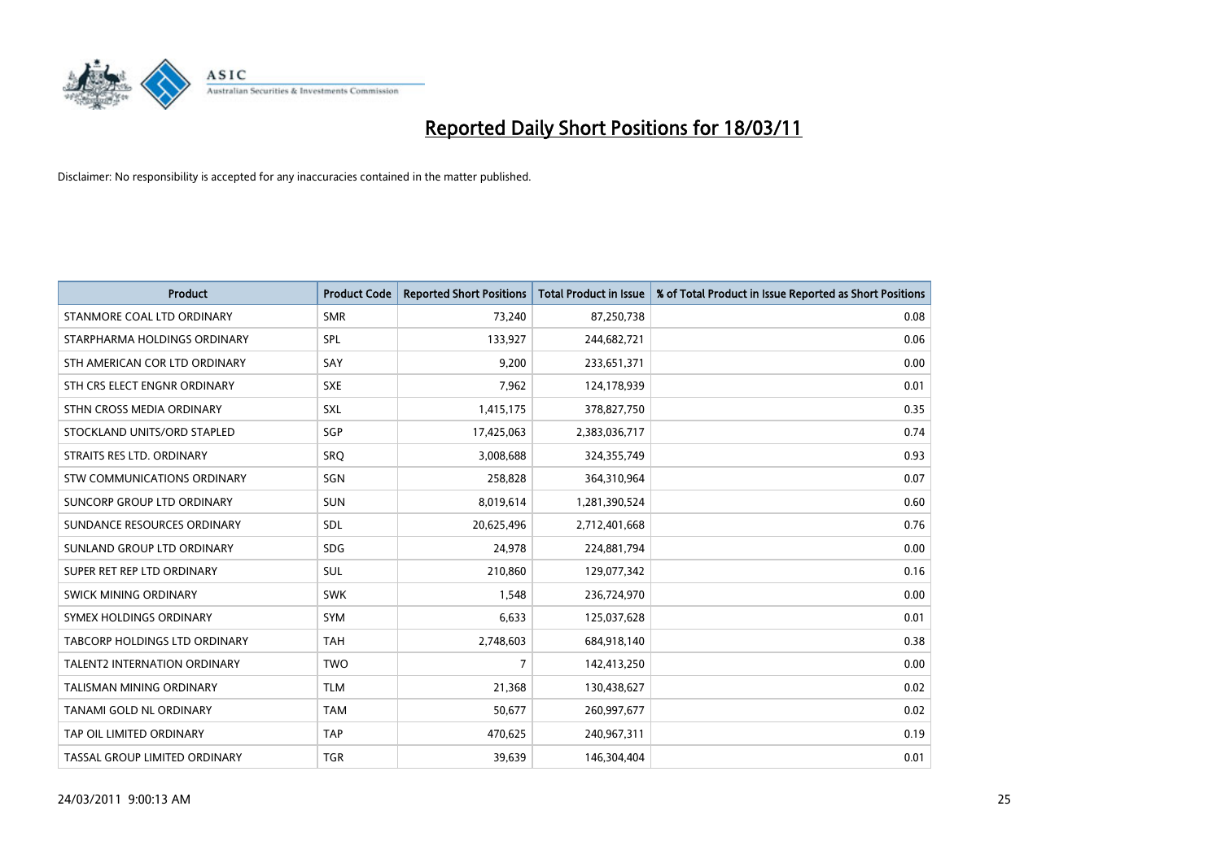# Reported Daily Short Positions for 18/03/11

Disclaimer: No responsibility is accepted for any inaccuracies contained in the matter published.

| Product | Product Code | Reported Short Positions | Total Product in Issue | % of Total Product in Issue Reported as Short Positions |
|---|---|---|---|---|
| STANMORE COAL LTD ORDINARY | SMR | 73,240 | 87,250,738 | 0.08 |
| STARPHARMA HOLDINGS ORDINARY | SPL | 133,927 | 244,682,721 | 0.06 |
| STH AMERICAN COR LTD ORDINARY | SAY | 9,200 | 233,651,371 | 0.00 |
| STH CRS ELECT ENGNR ORDINARY | SXE | 7,962 | 124,178,939 | 0.01 |
| STHN CROSS MEDIA ORDINARY | SXL | 1,415,175 | 378,827,750 | 0.35 |
| STOCKLAND UNITS/ORD STAPLED | SGP | 17,425,063 | 2,383,036,717 | 0.74 |
| STRAITS RES LTD. ORDINARY | SRQ | 3,008,688 | 324,355,749 | 0.93 |
| STW COMMUNICATIONS ORDINARY | SGN | 258,828 | 364,310,964 | 0.07 |
| SUNCORP GROUP LTD ORDINARY | SUN | 8,019,614 | 1,281,390,524 | 0.60 |
| SUNDANCE RESOURCES ORDINARY | SDL | 20,625,496 | 2,712,401,668 | 0.76 |
| SUNLAND GROUP LTD ORDINARY | SDG | 24,978 | 224,881,794 | 0.00 |
| SUPER RET REP LTD ORDINARY | SUL | 210,860 | 129,077,342 | 0.16 |
| SWICK MINING ORDINARY | SWK | 1,548 | 236,724,970 | 0.00 |
| SYMEX HOLDINGS ORDINARY | SYM | 6,633 | 125,037,628 | 0.01 |
| TABCORP HOLDINGS LTD ORDINARY | TAH | 2,748,603 | 684,918,140 | 0.38 |
| TALENT2 INTERNATION ORDINARY | TWO | 7 | 142,413,250 | 0.00 |
| TALISMAN MINING ORDINARY | TLM | 21,368 | 130,438,627 | 0.02 |
| TANAMI GOLD NL ORDINARY | TAM | 50,677 | 260,997,677 | 0.02 |
| TAP OIL LIMITED ORDINARY | TAP | 470,625 | 240,967,311 | 0.19 |
| TASSAL GROUP LIMITED ORDINARY | TGR | 39,639 | 146,304,404 | 0.01 |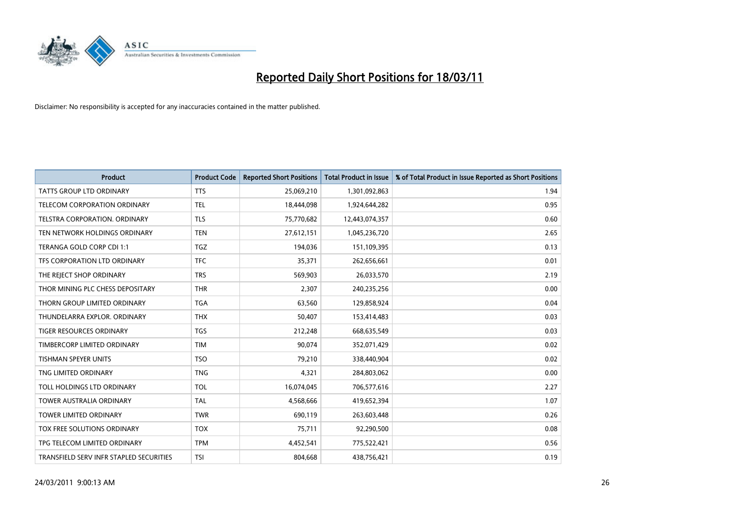# Reported Daily Short Positions for 18/03/11

Disclaimer: No responsibility is accepted for any inaccuracies contained in the matter published.

| Product | Product Code | Reported Short Positions | Total Product in Issue | % of Total Product in Issue Reported as Short Positions |
|---|---|---|---|---|
| TATTS GROUP LTD ORDINARY | TTS | 25,069,210 | 1,301,092,863 | 1.94 |
| TELECOM CORPORATION ORDINARY | TEL | 18,444,098 | 1,924,644,282 | 0.95 |
| TELSTRA CORPORATION. ORDINARY | TLS | 75,770,682 | 12,443,074,357 | 0.60 |
| TEN NETWORK HOLDINGS ORDINARY | TEN | 27,612,151 | 1,045,236,720 | 2.65 |
| TERANGA GOLD CORP CDI 1:1 | TGZ | 194,036 | 151,109,395 | 0.13 |
| TFS CORPORATION LTD ORDINARY | TFC | 35,371 | 262,656,661 | 0.01 |
| THE REJECT SHOP ORDINARY | TRS | 569,903 | 26,033,570 | 2.19 |
| THOR MINING PLC CHESS DEPOSITARY | THR | 2,307 | 240,235,256 | 0.00 |
| THORN GROUP LIMITED ORDINARY | TGA | 63,560 | 129,858,924 | 0.04 |
| THUNDELARRA EXPLOR. ORDINARY | THX | 50,407 | 153,414,483 | 0.03 |
| TIGER RESOURCES ORDINARY | TGS | 212,248 | 668,635,549 | 0.03 |
| TIMBERCORP LIMITED ORDINARY | TIM | 90,074 | 352,071,429 | 0.02 |
| TISHMAN SPEYER UNITS | TSO | 79,210 | 338,440,904 | 0.02 |
| TNG LIMITED ORDINARY | TNG | 4,321 | 284,803,062 | 0.00 |
| TOLL HOLDINGS LTD ORDINARY | TOL | 16,074,045 | 706,577,616 | 2.27 |
| TOWER AUSTRALIA ORDINARY | TAL | 4,568,666 | 419,652,394 | 1.07 |
| TOWER LIMITED ORDINARY | TWR | 690,119 | 263,603,448 | 0.26 |
| TOX FREE SOLUTIONS ORDINARY | TOX | 75,711 | 92,290,500 | 0.08 |
| TPG TELECOM LIMITED ORDINARY | TPM | 4,452,541 | 775,522,421 | 0.56 |
| TRANSFIELD SERV INFR STAPLED SECURITIES | TSI | 804,668 | 438,756,421 | 0.19 |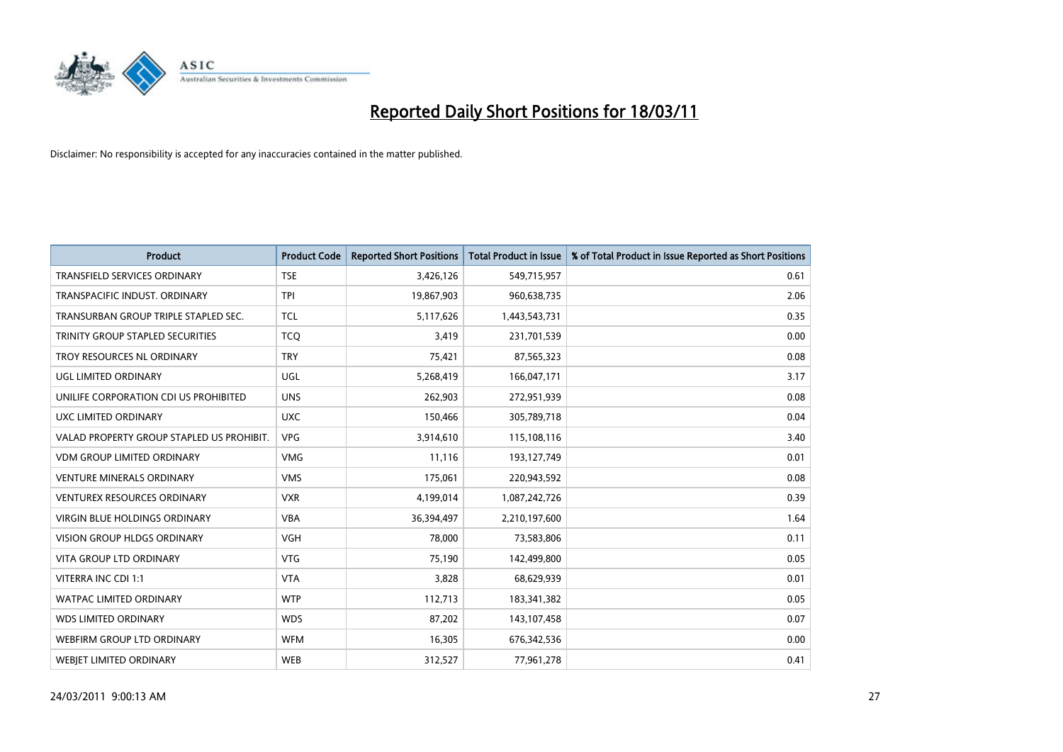# Reported Daily Short Positions for 18/03/11

Disclaimer: No responsibility is accepted for any inaccuracies contained in the matter published.

| Product | Product Code | Reported Short Positions | Total Product in Issue | % of Total Product in Issue Reported as Short Positions |
|---|---|---|---|---|
| TRANSFIELD SERVICES ORDINARY | TSE | 3,426,126 | 549,715,957 | 0.61 |
| TRANSPACIFIC INDUST. ORDINARY | TPI | 19,867,903 | 960,638,735 | 2.06 |
| TRANSURBAN GROUP TRIPLE STAPLED SEC. | TCL | 5,117,626 | 1,443,543,731 | 0.35 |
| TRINITY GROUP STAPLED SECURITIES | TCQ | 3,419 | 231,701,539 | 0.00 |
| TROY RESOURCES NL ORDINARY | TRY | 75,421 | 87,565,323 | 0.08 |
| UGL LIMITED ORDINARY | UGL | 5,268,419 | 166,047,171 | 3.17 |
| UNILIFE CORPORATION CDI US PROHIBITED | UNS | 262,903 | 272,951,939 | 0.08 |
| UXC LIMITED ORDINARY | UXC | 150,466 | 305,789,718 | 0.04 |
| VALAD PROPERTY GROUP STAPLED US PROHIBIT. | VPG | 3,914,610 | 115,108,116 | 3.40 |
| VDM GROUP LIMITED ORDINARY | VMG | 11,116 | 193,127,749 | 0.01 |
| VENTURE MINERALS ORDINARY | VMS | 175,061 | 220,943,592 | 0.08 |
| VENTUREX RESOURCES ORDINARY | VXR | 4,199,014 | 1,087,242,726 | 0.39 |
| VIRGIN BLUE HOLDINGS ORDINARY | VBA | 36,394,497 | 2,210,197,600 | 1.64 |
| VISION GROUP HLDGS ORDINARY | VGH | 78,000 | 73,583,806 | 0.11 |
| VITA GROUP LTD ORDINARY | VTG | 75,190 | 142,499,800 | 0.05 |
| VITERRA INC CDI 1:1 | VTA | 3,828 | 68,629,939 | 0.01 |
| WATPAC LIMITED ORDINARY | WTP | 112,713 | 183,341,382 | 0.05 |
| WDS LIMITED ORDINARY | WDS | 87,202 | 143,107,458 | 0.07 |
| WEBFIRM GROUP LTD ORDINARY | WFM | 16,305 | 676,342,536 | 0.00 |
| WEBJET LIMITED ORDINARY | WEB | 312,527 | 77,961,278 | 0.41 |

24/03/2011 9:00:13 AM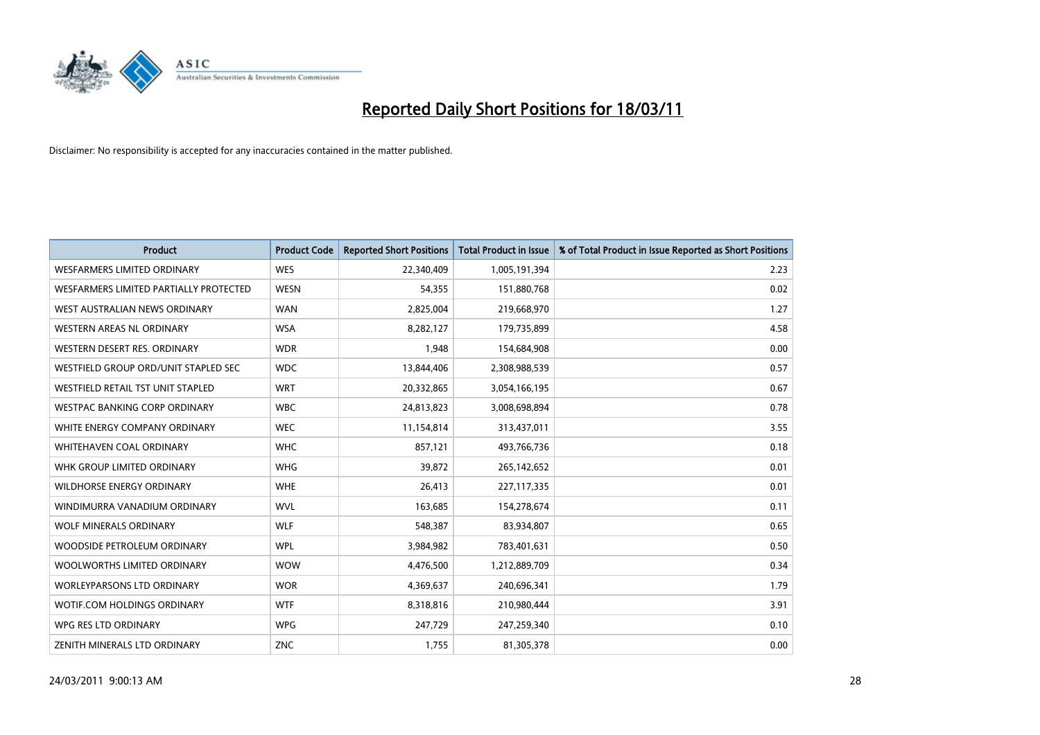# Reported Daily Short Positions for 18/03/11

Disclaimer: No responsibility is accepted for any inaccuracies contained in the matter published.

| Product | Product Code | Reported Short Positions | Total Product in Issue | % of Total Product in Issue Reported as Short Positions |
|---|---|---|---|---|
| WESFARMERS LIMITED ORDINARY | WES | 22,340,409 | 1,005,191,394 | 2.23 |
| WESFARMERS LIMITED PARTIALLY PROTECTED | WESN | 54,355 | 151,880,768 | 0.02 |
| WEST AUSTRALIAN NEWS ORDINARY | WAN | 2,825,004 | 219,668,970 | 1.27 |
| WESTERN AREAS NL ORDINARY | WSA | 8,282,127 | 179,735,899 | 4.58 |
| WESTERN DESERT RES. ORDINARY | WDR | 1,948 | 154,684,908 | 0.00 |
| WESTFIELD GROUP ORD/UNIT STAPLED SEC | WDC | 13,844,406 | 2,308,988,539 | 0.57 |
| WESTFIELD RETAIL TST UNIT STAPLED | WRT | 20,332,865 | 3,054,166,195 | 0.67 |
| WESTPAC BANKING CORP ORDINARY | WBC | 24,813,823 | 3,008,698,894 | 0.78 |
| WHITE ENERGY COMPANY ORDINARY | WEC | 11,154,814 | 313,437,011 | 3.55 |
| WHITEHAVEN COAL ORDINARY | WHC | 857,121 | 493,766,736 | 0.18 |
| WHK GROUP LIMITED ORDINARY | WHG | 39,872 | 265,142,652 | 0.01 |
| WILDHORSE ENERGY ORDINARY | WHE | 26,413 | 227,117,335 | 0.01 |
| WINDIMURRA VANADIUM ORDINARY | WVL | 163,685 | 154,278,674 | 0.11 |
| WOLF MINERALS ORDINARY | WLF | 548,387 | 83,934,807 | 0.65 |
| WOODSIDE PETROLEUM ORDINARY | WPL | 3,984,982 | 783,401,631 | 0.50 |
| WOOLWORTHS LIMITED ORDINARY | WOW | 4,476,500 | 1,212,889,709 | 0.34 |
| WORLEYPARSONS LTD ORDINARY | WOR | 4,369,637 | 240,696,341 | 1.79 |
| WOTIF.COM HOLDINGS ORDINARY | WTF | 8,318,816 | 210,980,444 | 3.91 |
| WPG RES LTD ORDINARY | WPG | 247,729 | 247,259,340 | 0.10 |
| ZENITH MINERALS LTD ORDINARY | ZNC | 1,755 | 81,305,378 | 0.00 |